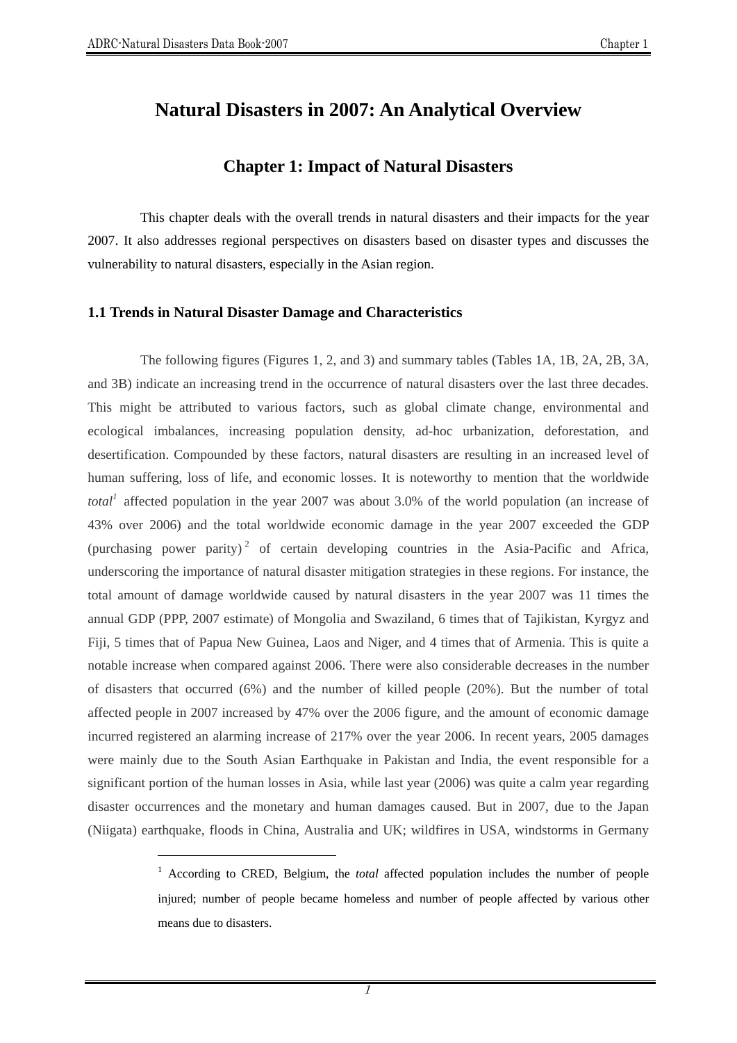# Natural Disasters in 2007: An Analytical Overview

## Chapter 1: Impact of Natural Disasters

This chapter deals with the overall trends in natural disasters and their impacts for the year 2007. It also addresses regional perspectives on disasters based on disaster types and discusses the vulnerability to natural disasters, especially in the Asian region.

### 1.1 Trends in Natural Disaster Damage and Characteristics

The following figures (Figures 1, 2, and 3) and summary tables (Tables 1A, 1B, 2A, 2B, 3A, and 3B) indicate an increasing trend in the occurrence of natural disasters over the last three decades. This might be attributed to various factors, such as global climate change, environmental and ecological imbalances, increasing population density, ad-hoc urbanization, deforestation, and desertification. Compounded by these factors, natural disasters are resulting in an increased level of human suffering, loss of life, and economic losses. It is noteworthy to mention that the worldwide *total*[1] affected population in the year 2007 was about 3.0% of the world population (an increase of 43% over 2006) and the total worldwide economic damage in the year 2007 exceeded the GDP (purchasing power parity)[2] of certain developing countries in the Asia-Pacific and Africa, underscoring the importance of natural disaster mitigation strategies in these regions. For instance, the total amount of damage worldwide caused by natural disasters in the year 2007 was 11 times the annual GDP (PPP, 2007 estimate) of Mongolia and Swaziland, 6 times that of Tajikistan, Kyrgyz and Fiji, 5 times that of Papua New Guinea, Laos and Niger, and 4 times that of Armenia. This is quite a notable increase when compared against 2006. There were also considerable decreases in the number of disasters that occurred (6%) and the number of killed people (20%). But the number of total affected people in 2007 increased by 47% over the 2006 figure, and the amount of economic damage incurred registered an alarming increase of 217% over the year 2006. In recent years, 2005 damages were mainly due to the South Asian Earthquake in Pakistan and India, the event responsible for a significant portion of the human losses in Asia, while last year (2006) was quite a calm year regarding disaster occurrences and the monetary and human damages caused. But in 2007, due to the Japan (Niigata) earthquake, floods in China, Australia and UK; wildfires in USA, windstorms in Germany

---

[1] According to CRED, Belgium, the *total* affected population includes the number of people injured; number of people became homeless and number of people affected by various other means due to disasters.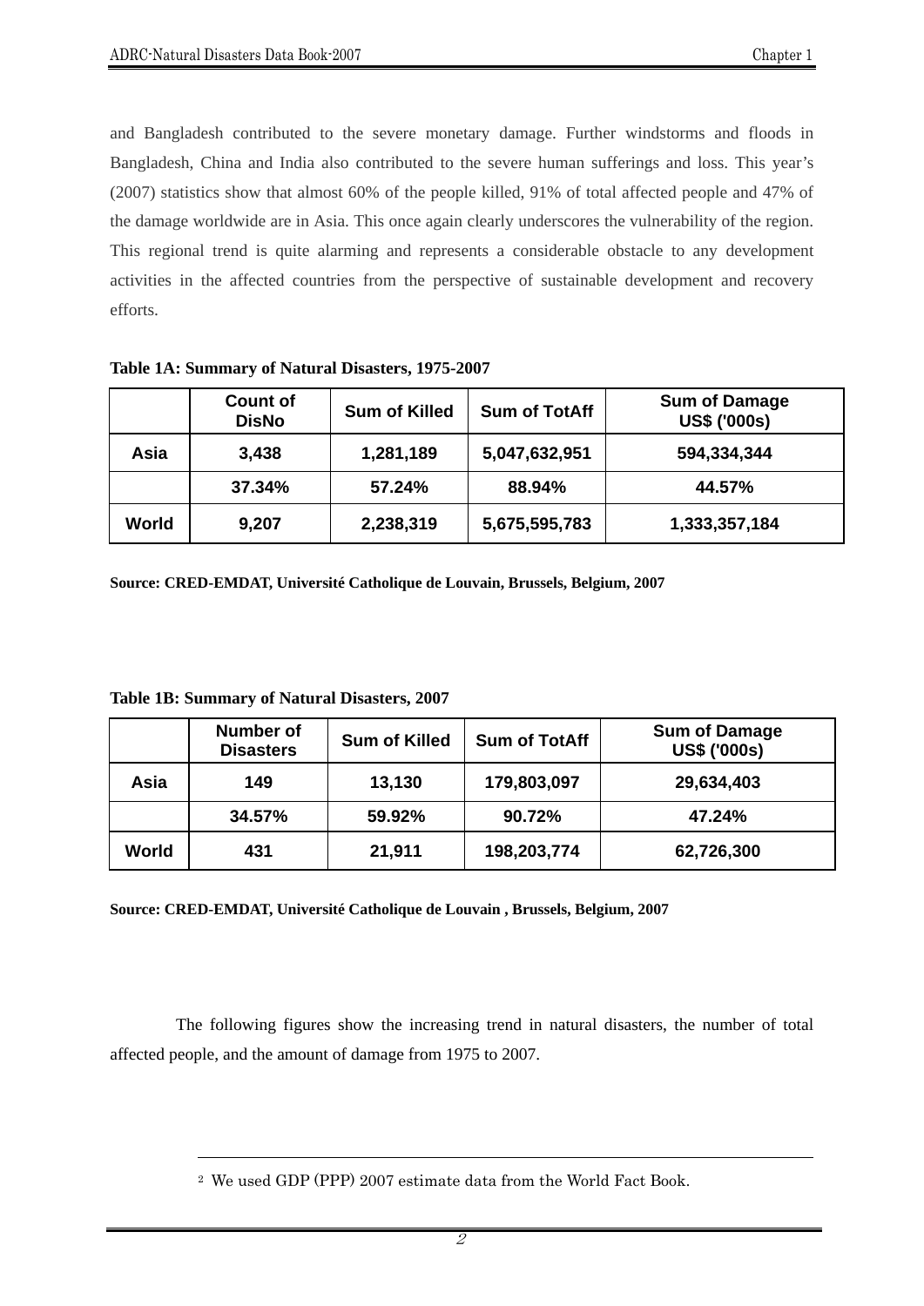and Bangladesh contributed to the severe monetary damage. Further windstorms and floods in Bangladesh, China and India also contributed to the severe human sufferings and loss. This year's (2007) statistics show that almost 60% of the people killed, 91% of total affected people and 47% of the damage worldwide are in Asia. This once again clearly underscores the vulnerability of the region. This regional trend is quite alarming and represents a considerable obstacle to any development activities in the affected countries from the perspective of sustainable development and recovery efforts.

**Table 1A: Summary of Natural Disasters, 1975-2007**

| | Count of DisNo | Sum of Killed | Sum of TotAff | Sum of Damage US$ ('000s) |
|---|---|---|---|---|
| **Asia** | 3,438 | 1,281,189 | 5,047,632,951 | 594,334,344 |
| | 37.34% | 57.24% | 88.94% | 44.57% |
| **World** | 9,207 | 2,238,319 | 5,675,595,783 | 1,333,357,184 |

**Source: CRED-EMDAT, Université Catholique de Louvain, Brussels, Belgium, 2007**

**Table 1B: Summary of Natural Disasters, 2007**

| | Number of Disasters | Sum of Killed | Sum of TotAff | Sum of Damage US$ ('000s) |
|---|---|---|---|---|
| **Asia** | 149 | 13,130 | 179,803,097 | 29,634,403 |
| | 34.57% | 59.92% | 90.72% | 47.24% |
| **World** | 431 | 21,911 | 198,203,774 | 62,726,300 |

**Source: CRED-EMDAT, Université Catholique de Louvain , Brussels, Belgium, 2007**

The following figures show the increasing trend in natural disasters, the number of total affected people, and the amount of damage from 1975 to 2007.

[2] We used GDP (PPP) 2007 estimate data from the World Fact Book.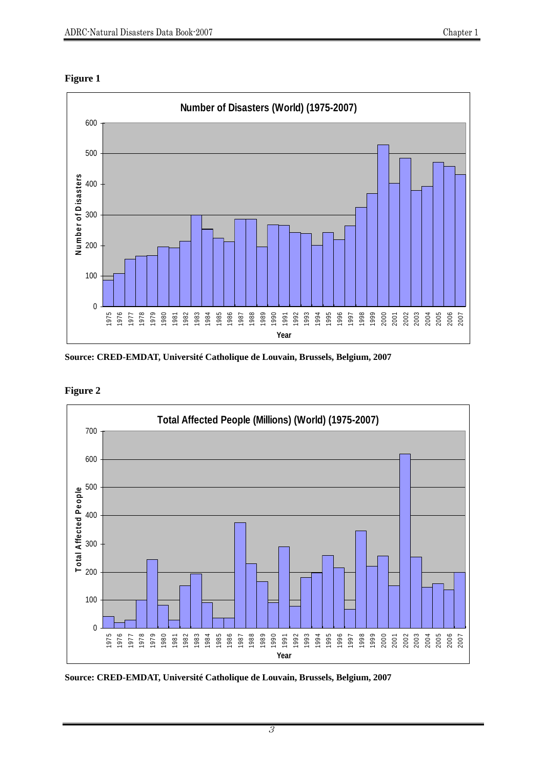**Figure 1**

**Number of Disasters (World) (1975-2007)**

Source: CRED-EMDAT, Université Catholique de Louvain, Brussels, Belgium, 2007

**Figure 2**

**Total Affected People (Millions) (World) (1975-2007)**

Source: CRED-EMDAT, Université Catholique de Louvain, Brussels, Belgium, 2007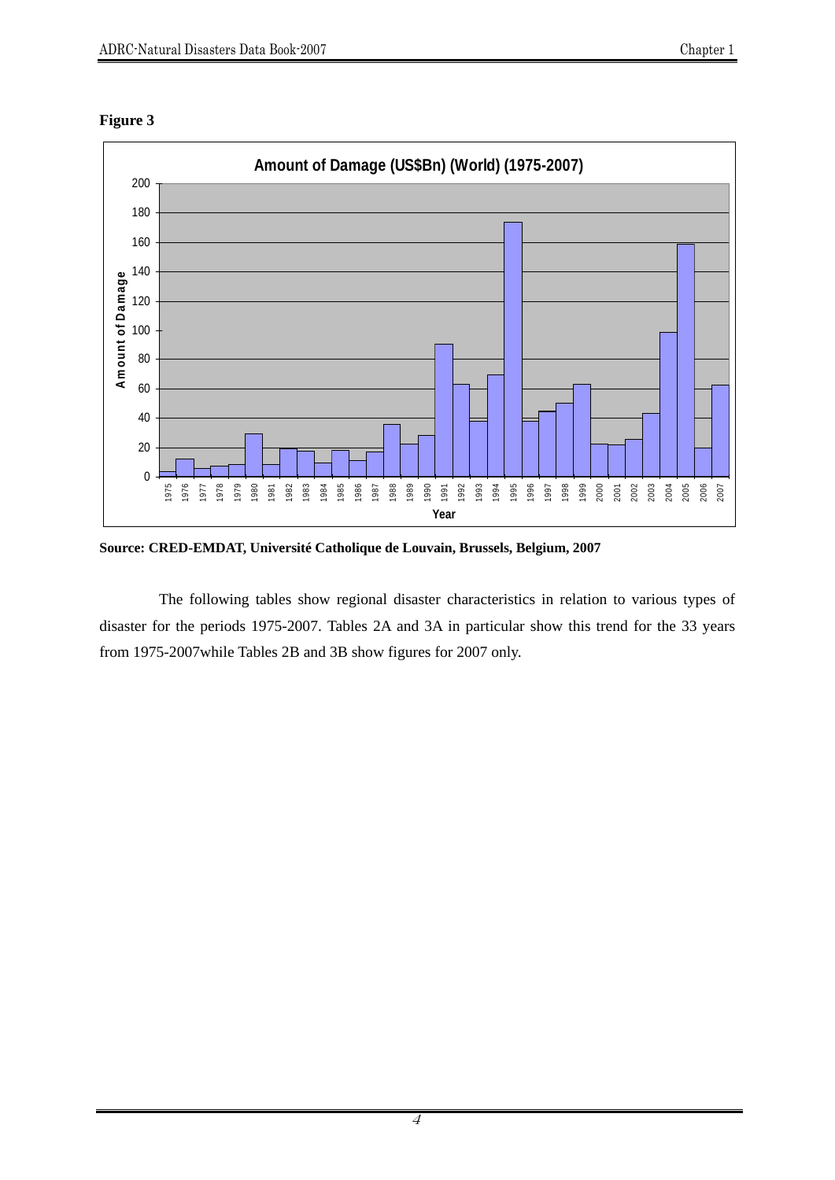**Figure 3**

Source: CRED-EMDAT, Université Catholique de Louvain, Brussels, Belgium, 2007

The following tables show regional disaster characteristics in relation to various types of disaster for the periods 1975-2007. Tables 2A and 3A in particular show this trend for the 33 years from 1975-2007while Tables 2B and 3B show figures for 2007 only.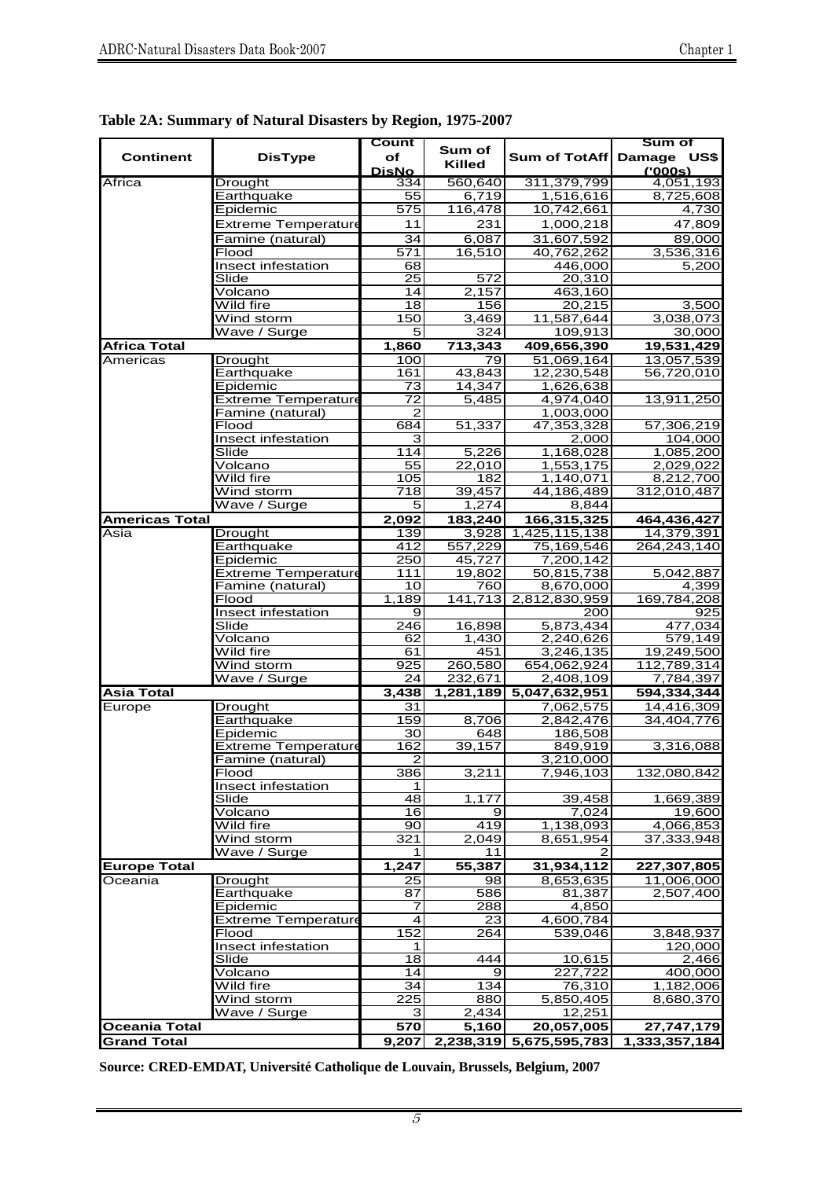**Table 2A: Summary of Natural Disasters by Region, 1975-2007**

| Continent | DisType | Count of DisNo | Sum of Killed | Sum of TotAff | Sum of Damage US$ ('000s) |
|---|---|---|---|---|---|
| Africa | Drought | 334 | 560,640 | 311,379,799 | 4,051,193 |
| | Earthquake | 55 | 6,719 | 1,516,616 | 8,725,608 |
| | Epidemic | 575 | 116,478 | 10,742,661 | 4,730 |
| | Extreme Temperature | 11 | 231 | 1,000,218 | 47,809 |
| | Famine (natural) | 34 | 6,087 | 31,607,592 | 89,000 |
| | Flood | 571 | 16,510 | 40,762,262 | 3,536,316 |
| | Insect infestation | 68 | | 446,000 | 5,200 |
| | Slide | 25 | 572 | 20,310 | |
| | Volcano | 14 | 2,157 | 463,160 | |
| | Wild fire | 18 | 156 | 20,215 | 3,500 |
| | Wind storm | 150 | 3,469 | 11,587,644 | 3,038,073 |
| | Wave / Surge | 5 | 324 | 109,913 | 30,000 |
| **Africa Total** | | **1,860** | **713,343** | **409,656,390** | **19,531,429** |
| Americas | Drought | 100 | 79 | 51,069,164 | 13,057,539 |
| | Earthquake | 161 | 43,843 | 12,230,548 | 56,720,010 |
| | Epidemic | 73 | 14,347 | 1,626,638 | |
| | Extreme Temperature | 72 | 5,485 | 4,974,040 | 13,911,250 |
| | Famine (natural) | 2 | | 1,003,000 | |
| | Flood | 684 | 51,337 | 47,353,328 | 57,306,219 |
| | Insect infestation | 3 | | 2,000 | 104,000 |
| | Slide | 114 | 5,226 | 1,168,028 | 1,085,200 |
| | Volcano | 55 | 22,010 | 1,553,175 | 2,029,022 |
| | Wild fire | 105 | 182 | 1,140,071 | 8,212,700 |
| | Wind storm | 718 | 39,457 | 44,186,489 | 312,010,487 |
| | Wave / Surge | 5 | 1,274 | 8,844 | |
| **Americas Total** | | **2,092** | **183,240** | **166,315,325** | **464,436,427** |
| Asia | Drought | 139 | 3,928 | 1,425,115,138 | 14,379,391 |
| | Earthquake | 412 | 557,229 | 75,169,546 | 264,243,140 |
| | Epidemic | 250 | 45,727 | 7,200,142 | |
| | Extreme Temperature | 111 | 19,802 | 50,815,738 | 5,042,887 |
| | Famine (natural) | 10 | 760 | 8,670,000 | 4,399 |
| | Flood | 1,189 | 141,713 | 2,812,830,959 | 169,784,208 |
| | Insect infestation | 9 | | 200 | 925 |
| | Slide | 246 | 16,898 | 5,873,434 | 477,034 |
| | Volcano | 62 | 1,430 | 2,240,626 | 579,149 |
| | Wild fire | 61 | 451 | 3,246,135 | 19,249,500 |
| | Wind storm | 925 | 260,580 | 654,062,924 | 112,789,314 |
| | Wave / Surge | 24 | 232,671 | 2,408,109 | 7,784,397 |
| **Asia Total** | | **3,438** | **1,281,189** | **5,047,632,951** | **594,334,344** |
| Europe | Drought | 31 | | 7,062,575 | 14,416,309 |
| | Earthquake | 159 | 8,706 | 2,842,476 | 34,404,776 |
| | Epidemic | 30 | 648 | 186,508 | |
| | Extreme Temperature | 162 | 39,157 | 849,919 | 3,316,088 |
| | Famine (natural) | 2 | | 3,210,000 | |
| | Flood | 386 | 3,211 | 7,946,103 | 132,080,842 |
| | Insect infestation | 1 | | | |
| | Slide | 48 | 1,177 | 39,458 | 1,669,389 |
| | Volcano | 16 | 9 | 7,024 | 19,600 |
| | Wild fire | 90 | 419 | 1,138,093 | 4,066,853 |
| | Wind storm | 321 | 2,049 | 8,651,954 | 37,333,948 |
| | Wave / Surge | 1 | 11 | 2 | |
| **Europe Total** | | **1,247** | **55,387** | **31,934,112** | **227,307,805** |
| Oceania | Drought | 25 | 98 | 8,653,635 | 11,006,000 |
| | Earthquake | 87 | 586 | 81,387 | 2,507,400 |
| | Epidemic | 7 | 288 | 4,850 | |
| | Extreme Temperature | 4 | 23 | 4,600,784 | |
| | Flood | 152 | 264 | 539,046 | 3,848,937 |
| | Insect infestation | 1 | | | 120,000 |
| | Slide | 18 | 444 | 10,615 | 2,466 |
| | Volcano | 14 | 9 | 227,722 | 400,000 |
| | Wild fire | 34 | 134 | 76,310 | 1,182,006 |
| | Wind storm | 225 | 880 | 5,850,405 | 8,680,370 |
| | Wave / Surge | 3 | 2,434 | 12,251 | |
| **Oceania Total** | | **570** | **5,160** | **20,057,005** | **27,747,179** |
| **Grand Total** | | **9,207** | **2,238,319** | **5,675,595,783** | **1,333,357,184** |

**Source: CRED-EMDAT, Université Catholique de Louvain, Brussels, Belgium, 2007**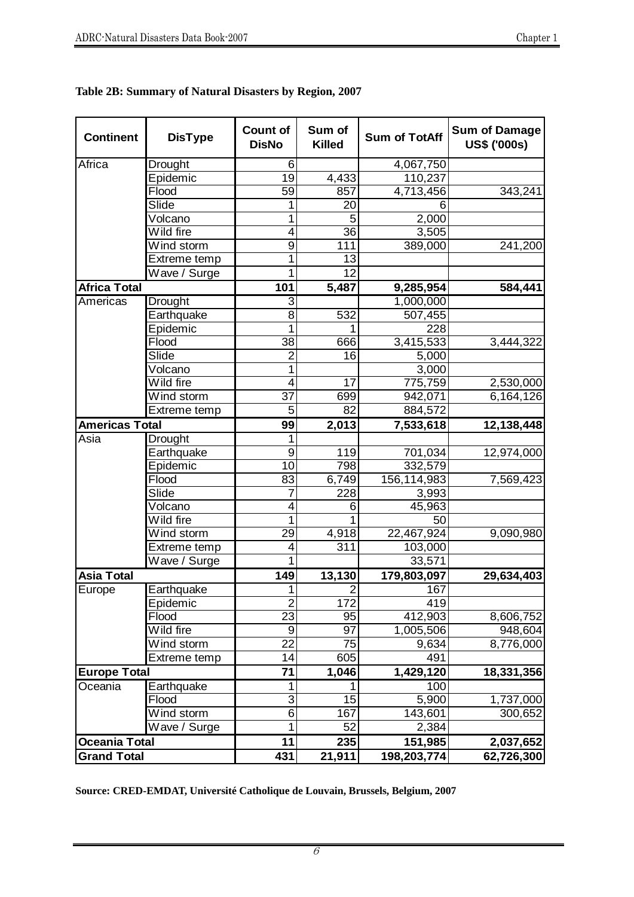**Table 2B: Summary of Natural Disasters by Region, 2007**

| Continent | DisType | Count of DisNo | Sum of Killed | Sum of TotAff | Sum of Damage US$ ('000s) |
|---|---|---|---|---|---|
| Africa | Drought | 6 | | 4,067,750 | |
| | Epidemic | 19 | 4,433 | 110,237 | |
| | Flood | 59 | 857 | 4,713,456 | 343,241 |
| | Slide | 1 | 20 | 6 | |
| | Volcano | 1 | 5 | 2,000 | |
| | Wild fire | 4 | 36 | 3,505 | |
| | Wind storm | 9 | 111 | 389,000 | 241,200 |
| | Extreme temp | 1 | 13 | | |
| | Wave / Surge | 1 | 12 | | |
| **Africa Total** | | **101** | **5,487** | **9,285,954** | **584,441** |
| Americas | Drought | 3 | | 1,000,000 | |
| | Earthquake | 8 | 532 | 507,455 | |
| | Epidemic | 1 | 1 | 228 | |
| | Flood | 38 | 666 | 3,415,533 | 3,444,322 |
| | Slide | 2 | 16 | 5,000 | |
| | Volcano | 1 | | 3,000 | |
| | Wild fire | 4 | 17 | 775,759 | 2,530,000 |
| | Wind storm | 37 | 699 | 942,071 | 6,164,126 |
| | Extreme temp | 5 | 82 | 884,572 | |
| **Americas Total** | | **99** | **2,013** | **7,533,618** | **12,138,448** |
| Asia | Drought | 1 | | | |
| | Earthquake | 9 | 119 | 701,034 | 12,974,000 |
| | Epidemic | 10 | 798 | 332,579 | |
| | Flood | 83 | 6,749 | 156,114,983 | 7,569,423 |
| | Slide | 7 | 228 | 3,993 | |
| | Volcano | 4 | 6 | 45,963 | |
| | Wild fire | 1 | 1 | 50 | |
| | Wind storm | 29 | 4,918 | 22,467,924 | 9,090,980 |
| | Extreme temp | 4 | 311 | 103,000 | |
| | Wave / Surge | 1 | | 33,571 | |
| **Asia Total** | | **149** | **13,130** | **179,803,097** | **29,634,403** |
| Europe | Earthquake | 1 | 2 | 167 | |
| | Epidemic | 2 | 172 | 419 | |
| | Flood | 23 | 95 | 412,903 | 8,606,752 |
| | Wild fire | 9 | 97 | 1,005,506 | 948,604 |
| | Wind storm | 22 | 75 | 9,634 | 8,776,000 |
| | Extreme temp | 14 | 605 | 491 | |
| **Europe Total** | | **71** | **1,046** | **1,429,120** | **18,331,356** |
| Oceania | Earthquake | 1 | 1 | 100 | |
| | Flood | 3 | 15 | 5,900 | 1,737,000 |
| | Wind storm | 6 | 167 | 143,601 | 300,652 |
| | Wave / Surge | 1 | 52 | 2,384 | |
| **Oceania Total** | | **11** | **235** | **151,985** | **2,037,652** |
| **Grand Total** | | **431** | **21,911** | **198,203,774** | **62,726,300** |

**Source: CRED-EMDAT, Université Catholique de Louvain, Brussels, Belgium, 2007**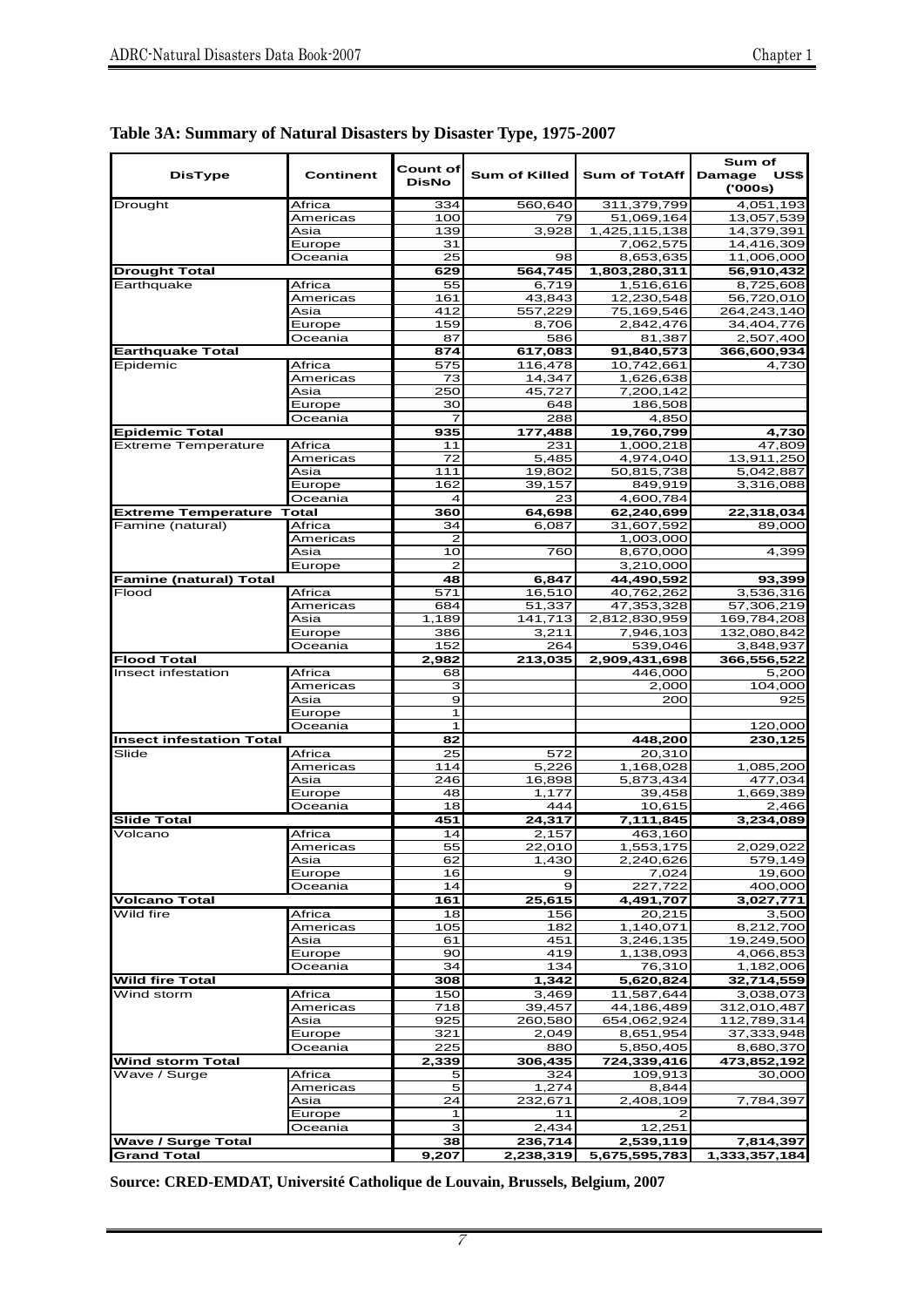## Table 3A: Summary of Natural Disasters by Disaster Type, 1975-2007

| DisType | Continent | Count of DisNo | Sum of Killed | Sum of TotAff | Sum of Damage US$ ('000s) |
|---|---|---|---|---|---|
| Drought | Africa | 334 | 560,640 | 311,379,799 | 4,051,193 |
| | Americas | 100 | 79 | 51,069,164 | 13,057,539 |
| | Asia | 139 | 3,928 | 1,425,115,138 | 14,379,391 |
| | Europe | 31 | | 7,062,575 | 14,416,309 |
| | Oceania | 25 | 98 | 8,653,635 | 11,006,000 |
| **Drought Total** | | **629** | **564,745** | **1,803,280,311** | **56,910,432** |
| Earthquake | Africa | 55 | 6,719 | 1,516,616 | 8,725,608 |
| | Americas | 161 | 43,843 | 12,230,548 | 56,720,010 |
| | Asia | 412 | 557,229 | 75,169,546 | 264,243,140 |
| | Europe | 159 | 8,706 | 2,842,476 | 34,404,776 |
| | Oceania | 87 | 586 | 81,387 | 2,507,400 |
| **Earthquake Total** | | **874** | **617,083** | **91,840,573** | **366,600,934** |
| Epidemic | Africa | 575 | 116,478 | 10,742,661 | 4,730 |
| | Americas | 73 | 14,347 | 1,626,638 | |
| | Asia | 250 | 45,727 | 7,200,142 | |
| | Europe | 30 | 648 | 186,508 | |
| | Oceania | 7 | 288 | 4,850 | |
| **Epidemic Total** | | **935** | **177,488** | **19,760,799** | **4,730** |
| Extreme Temperature | Africa | 11 | 231 | 1,000,218 | 47,809 |
| | Americas | 72 | 5,485 | 4,974,040 | 13,911,250 |
| | Asia | 111 | 19,802 | 50,815,738 | 5,042,887 |
| | Europe | 162 | 39,157 | 849,919 | 3,316,088 |
| | Oceania | 4 | 23 | 4,600,784 | |
| **Extreme Temperature Total** | | **360** | **64,698** | **62,240,699** | **22,318,034** |
| Famine (natural) | Africa | 34 | 6,087 | 31,607,592 | 89,000 |
| | Americas | 2 | | 1,003,000 | |
| | Asia | 10 | 760 | 8,670,000 | 4,399 |
| | Europe | 2 | | 3,210,000 | |
| **Famine (natural) Total** | | **48** | **6,847** | **44,490,592** | **93,399** |
| Flood | Africa | 571 | 16,510 | 40,762,262 | 3,536,316 |
| | Americas | 684 | 51,337 | 47,353,328 | 57,306,219 |
| | Asia | 1,189 | 141,713 | 2,812,830,959 | 169,784,208 |
| | Europe | 386 | 3,211 | 7,946,103 | 132,080,842 |
| | Oceania | 152 | 264 | 539,046 | 3,848,937 |
| **Flood Total** | | **2,982** | **213,035** | **2,909,431,698** | **366,556,522** |
| Insect infestation | Africa | 68 | | 446,000 | 5,200 |
| | Americas | 3 | | 2,000 | 104,000 |
| | Asia | 9 | | 200 | 925 |
| | Europe | 1 | | | |
| | Oceania | 1 | | | 120,000 |
| **Insect infestation Total** | | **82** | | **448,200** | **230,125** |
| Slide | Africa | 25 | 572 | 20,310 | |
| | Americas | 114 | 5,226 | 1,168,028 | 1,085,200 |
| | Asia | 246 | 16,898 | 5,873,434 | 477,034 |
| | Europe | 48 | 1,177 | 39,458 | 1,669,389 |
| | Oceania | 18 | 444 | 10,615 | 2,466 |
| **Slide Total** | | **451** | **24,317** | **7,111,845** | **3,234,089** |
| Volcano | Africa | 14 | 2,157 | 463,160 | |
| | Americas | 55 | 22,010 | 1,553,175 | 2,029,022 |
| | Asia | 62 | 1,430 | 2,240,626 | 579,149 |
| | Europe | 16 | 9 | 7,024 | 19,600 |
| | Oceania | 14 | 9 | 227,722 | 400,000 |
| **Volcano Total** | | **161** | **25,615** | **4,491,707** | **3,027,771** |
| Wild fire | Africa | 18 | 156 | 20,215 | 3,500 |
| | Americas | 105 | 182 | 1,140,071 | 8,212,700 |
| | Asia | 61 | 451 | 3,246,135 | 19,249,500 |
| | Europe | 90 | 419 | 1,138,093 | 4,066,853 |
| | Oceania | 34 | 134 | 76,310 | 1,182,006 |
| **Wild fire Total** | | **308** | **1,342** | **5,620,824** | **32,714,559** |
| Wind storm | Africa | 150 | 3,469 | 11,587,644 | 3,038,073 |
| | Americas | 718 | 39,457 | 44,186,489 | 312,010,487 |
| | Asia | 925 | 260,580 | 654,062,924 | 112,789,314 |
| | Europe | 321 | 2,049 | 8,651,954 | 37,333,948 |
| | Oceania | 225 | 880 | 5,850,405 | 8,680,370 |
| **Wind storm Total** | | **2,339** | **306,435** | **724,339,416** | **473,852,192** |
| Wave / Surge | Africa | 5 | 324 | 109,913 | 30,000 |
| | Americas | 5 | 1,274 | 8,844 | |
| | Asia | 24 | 232,671 | 2,408,109 | 7,784,397 |
| | Europe | 1 | 11 | 2 | |
| | Oceania | 3 | 2,434 | 12,251 | |
| **Wave / Surge Total** | | **38** | **236,714** | **2,539,119** | **7,814,397** |
| **Grand Total** | | **9,207** | **2,238,319** | **5,675,595,783** | **1,333,357,184** |

**Source: CRED-EMDAT, Université Catholique de Louvain, Brussels, Belgium, 2007**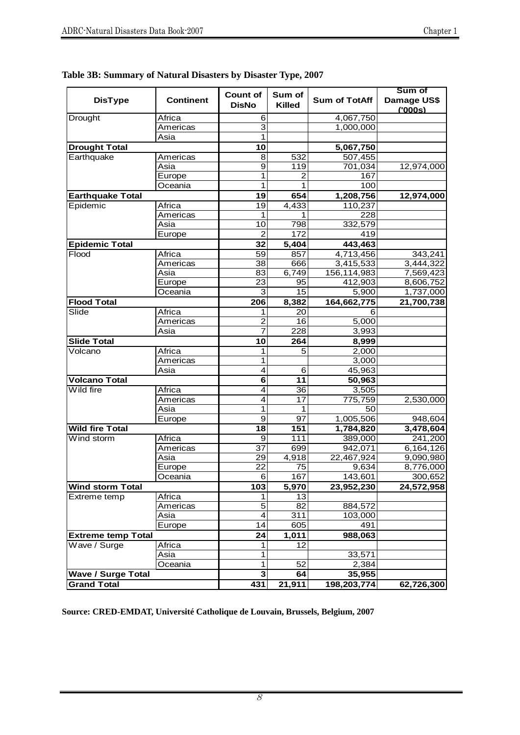**Table 3B: Summary of Natural Disasters by Disaster Type, 2007**

| DisType | Continent | Count of DisNo | Sum of Killed | Sum of TotAff | Sum of Damage US$ ('000s) |
|---|---|---|---|---|---|
| Drought | Africa | 6 | | 4,067,750 | |
| | Americas | 3 | | 1,000,000 | |
| | Asia | 1 | | | |
| **Drought Total** | | **10** | | **5,067,750** | |
| Earthquake | Americas | 8 | 532 | 507,455 | |
| | Asia | 9 | 119 | 701,034 | 12,974,000 |
| | Europe | 1 | 2 | 167 | |
| | Oceania | 1 | 1 | 100 | |
| **Earthquake Total** | | **19** | **654** | **1,208,756** | **12,974,000** |
| Epidemic | Africa | 19 | 4,433 | 110,237 | |
| | Americas | 1 | 1 | 228 | |
| | Asia | 10 | 798 | 332,579 | |
| | Europe | 2 | 172 | 419 | |
| **Epidemic Total** | | **32** | **5,404** | **443,463** | |
| Flood | Africa | 59 | 857 | 4,713,456 | 343,241 |
| | Americas | 38 | 666 | 3,415,533 | 3,444,322 |
| | Asia | 83 | 6,749 | 156,114,983 | 7,569,423 |
| | Europe | 23 | 95 | 412,903 | 8,606,752 |
| | Oceania | 3 | 15 | 5,900 | 1,737,000 |
| **Flood Total** | | **206** | **8,382** | **164,662,775** | **21,700,738** |
| Slide | Africa | 1 | 20 | 6 | |
| | Americas | 2 | 16 | 5,000 | |
| | Asia | 7 | 228 | 3,993 | |
| **Slide Total** | | **10** | **264** | **8,999** | |
| Volcano | Africa | 1 | 5 | 2,000 | |
| | Americas | 1 | | 3,000 | |
| | Asia | 4 | 6 | 45,963 | |
| **Volcano Total** | | **6** | **11** | **50,963** | |
| Wild fire | Africa | 4 | 36 | 3,505 | |
| | Americas | 4 | 17 | 775,759 | 2,530,000 |
| | Asia | 1 | 1 | 50 | |
| | Europe | 9 | 97 | 1,005,506 | 948,604 |
| **Wild fire Total** | | **18** | **151** | **1,784,820** | **3,478,604** |
| Wind storm | Africa | 9 | 111 | 389,000 | 241,200 |
| | Americas | 37 | 699 | 942,071 | 6,164,126 |
| | Asia | 29 | 4,918 | 22,467,924 | 9,090,980 |
| | Europe | 22 | 75 | 9,634 | 8,776,000 |
| | Oceania | 6 | 167 | 143,601 | 300,652 |
| **Wind storm Total** | | **103** | **5,970** | **23,952,230** | **24,572,958** |
| Extreme temp | Africa | 1 | 13 | | |
| | Americas | 5 | 82 | 884,572 | |
| | Asia | 4 | 311 | 103,000 | |
| | Europe | 14 | 605 | 491 | |
| **Extreme temp Total** | | **24** | **1,011** | **988,063** | |
| Wave / Surge | Africa | 1 | 12 | | |
| | Asia | 1 | | 33,571 | |
| | Oceania | 1 | 52 | 2,384 | |
| **Wave / Surge Total** | | **3** | **64** | **35,955** | |
| **Grand Total** | | **431** | **21,911** | **198,203,774** | **62,726,300** |

**Source: CRED-EMDAT, Université Catholique de Louvain, Brussels, Belgium, 2007**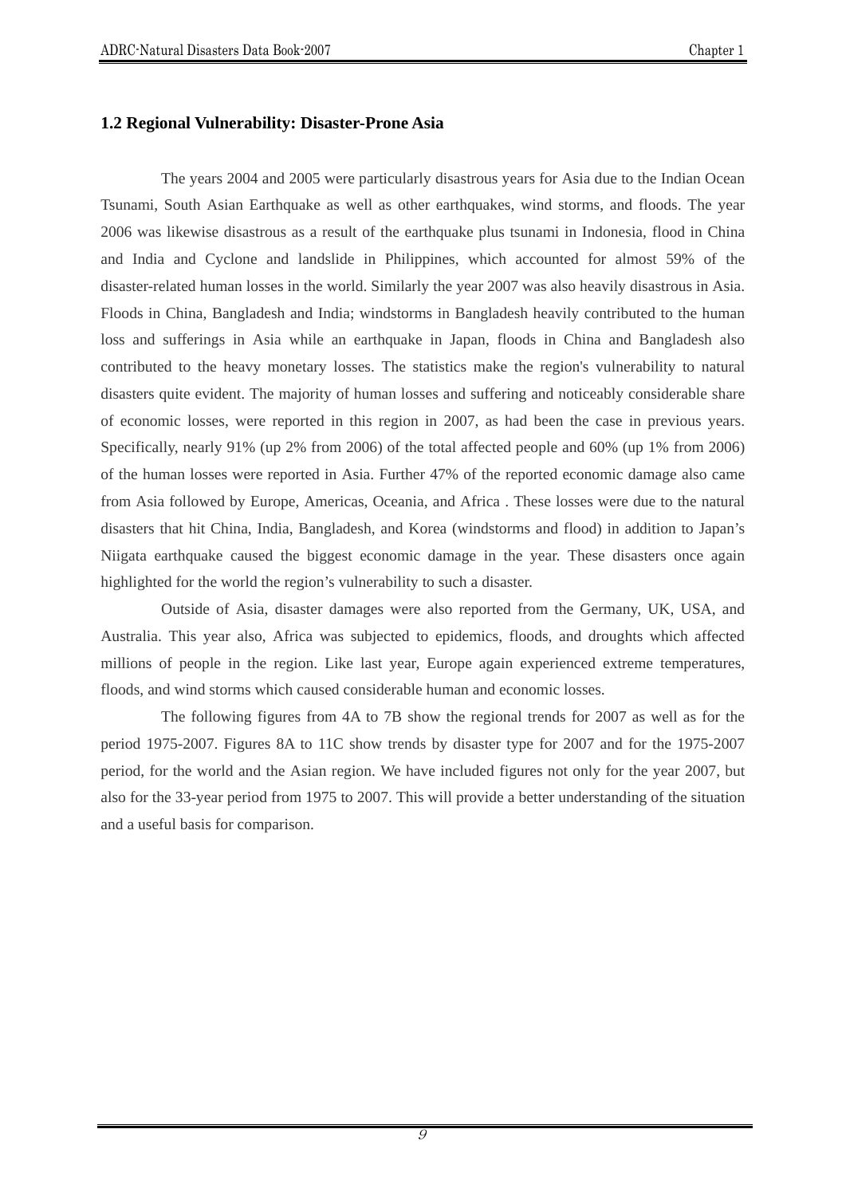## 1.2 Regional Vulnerability: Disaster-Prone Asia

The years 2004 and 2005 were particularly disastrous years for Asia due to the Indian Ocean Tsunami, South Asian Earthquake as well as other earthquakes, wind storms, and floods. The year 2006 was likewise disastrous as a result of the earthquake plus tsunami in Indonesia, flood in China and India and Cyclone and landslide in Philippines, which accounted for almost 59% of the disaster-related human losses in the world. Similarly the year 2007 was also heavily disastrous in Asia. Floods in China, Bangladesh and India; windstorms in Bangladesh heavily contributed to the human loss and sufferings in Asia while an earthquake in Japan, floods in China and Bangladesh also contributed to the heavy monetary losses. The statistics make the region's vulnerability to natural disasters quite evident. The majority of human losses and suffering and noticeably considerable share of economic losses, were reported in this region in 2007, as had been the case in previous years. Specifically, nearly 91% (up 2% from 2006) of the total affected people and 60% (up 1% from 2006) of the human losses were reported in Asia. Further 47% of the reported economic damage also came from Asia followed by Europe, Americas, Oceania, and Africa . These losses were due to the natural disasters that hit China, India, Bangladesh, and Korea (windstorms and flood) in addition to Japan's Niigata earthquake caused the biggest economic damage in the year. These disasters once again highlighted for the world the region's vulnerability to such a disaster.

Outside of Asia, disaster damages were also reported from the Germany, UK, USA, and Australia. This year also, Africa was subjected to epidemics, floods, and droughts which affected millions of people in the region. Like last year, Europe again experienced extreme temperatures, floods, and wind storms which caused considerable human and economic losses.

The following figures from 4A to 7B show the regional trends for 2007 as well as for the period 1975-2007. Figures 8A to 11C show trends by disaster type for 2007 and for the 1975-2007 period, for the world and the Asian region. We have included figures not only for the year 2007, but also for the 33-year period from 1975 to 2007. This will provide a better understanding of the situation and a useful basis for comparison.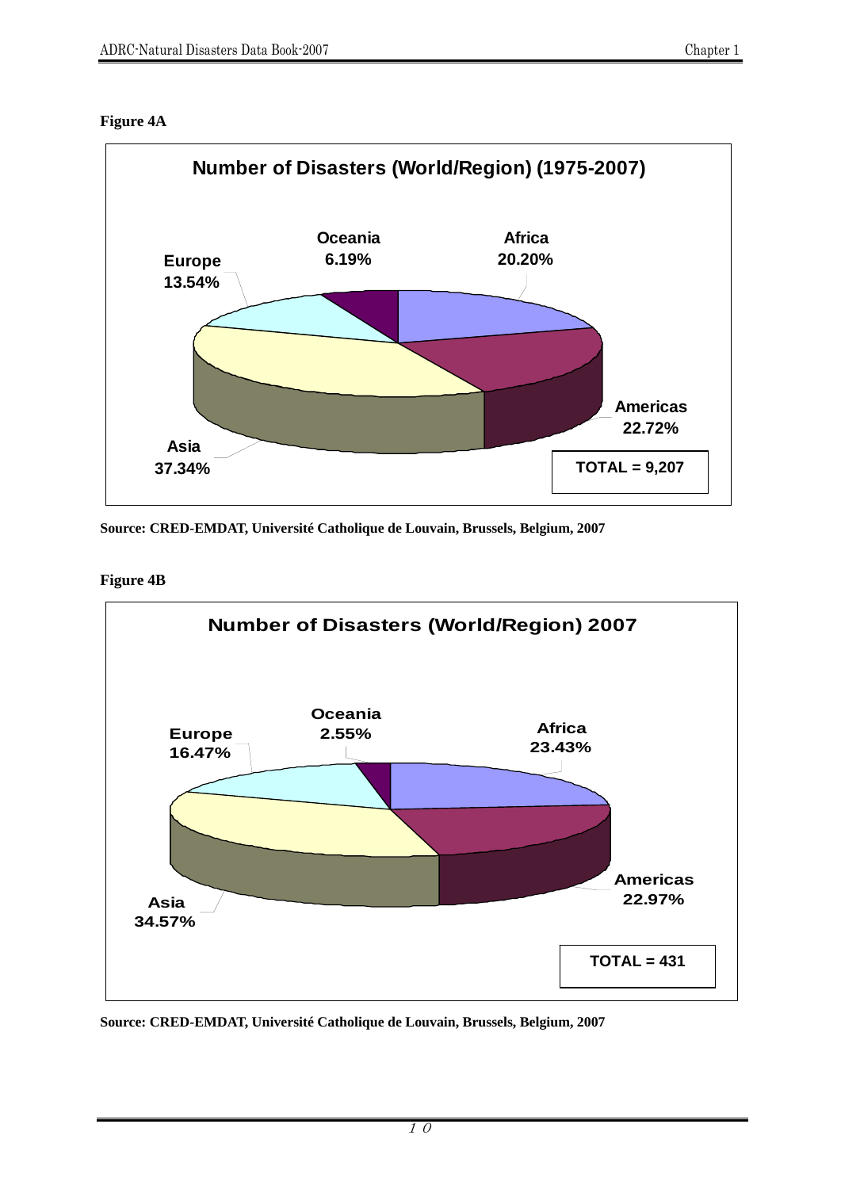**Figure 4A**

**Number of Disasters (World/Region) (1975-2007)**

| Region | Percentage |
|---|---|
| Africa | 20.20% |
| Americas | 22.72% |
| Asia | 37.34% |
| Europe | 13.54% |
| Oceania | 6.19% |

TOTAL = 9,207

**Source: CRED-EMDAT, Université Catholique de Louvain, Brussels, Belgium, 2007**

**Figure 4B**

**Number of Disasters (World/Region) 2007**

| Region | Percentage |
|---|---|
| Africa | 23.43% |
| Americas | 22.97% |
| Asia | 34.57% |
| Europe | 16.47% |
| Oceania | 2.55% |

TOTAL = 431

**Source: CRED-EMDAT, Université Catholique de Louvain, Brussels, Belgium, 2007**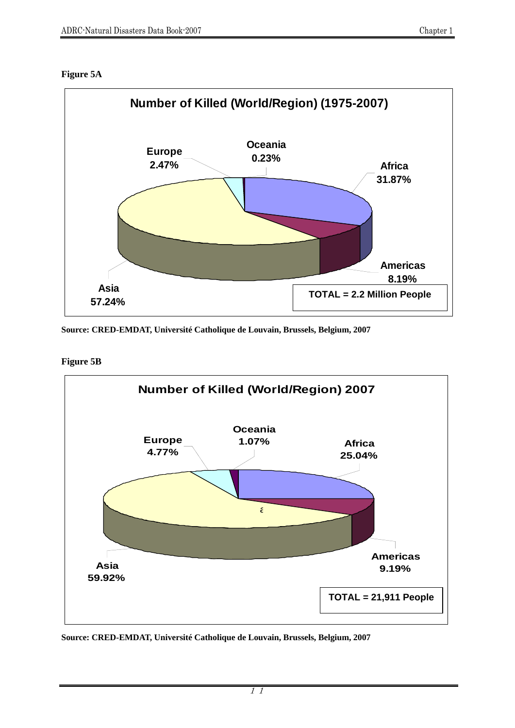**Figure 5A**

**Number of Killed (World/Region) (1975-2007)**

| Region | Percentage |
|---|---|
| Africa | 31.87% |
| Americas | 8.19% |
| Asia | 57.24% |
| Europe | 2.47% |
| Oceania | 0.23% |

TOTAL = 2.2 Million People

**Source: CRED-EMDAT, Université Catholique de Louvain, Brussels, Belgium, 2007**

**Figure 5B**

**Number of Killed (World/Region) 2007**

| Region | Percentage |
|---|---|
| Africa | 25.04% |
| Americas | 9.19% |
| Asia | 59.92% |
| Europe | 4.77% |
| Oceania | 1.07% |

TOTAL = 21,911 People

**Source: CRED-EMDAT, Université Catholique de Louvain, Brussels, Belgium, 2007**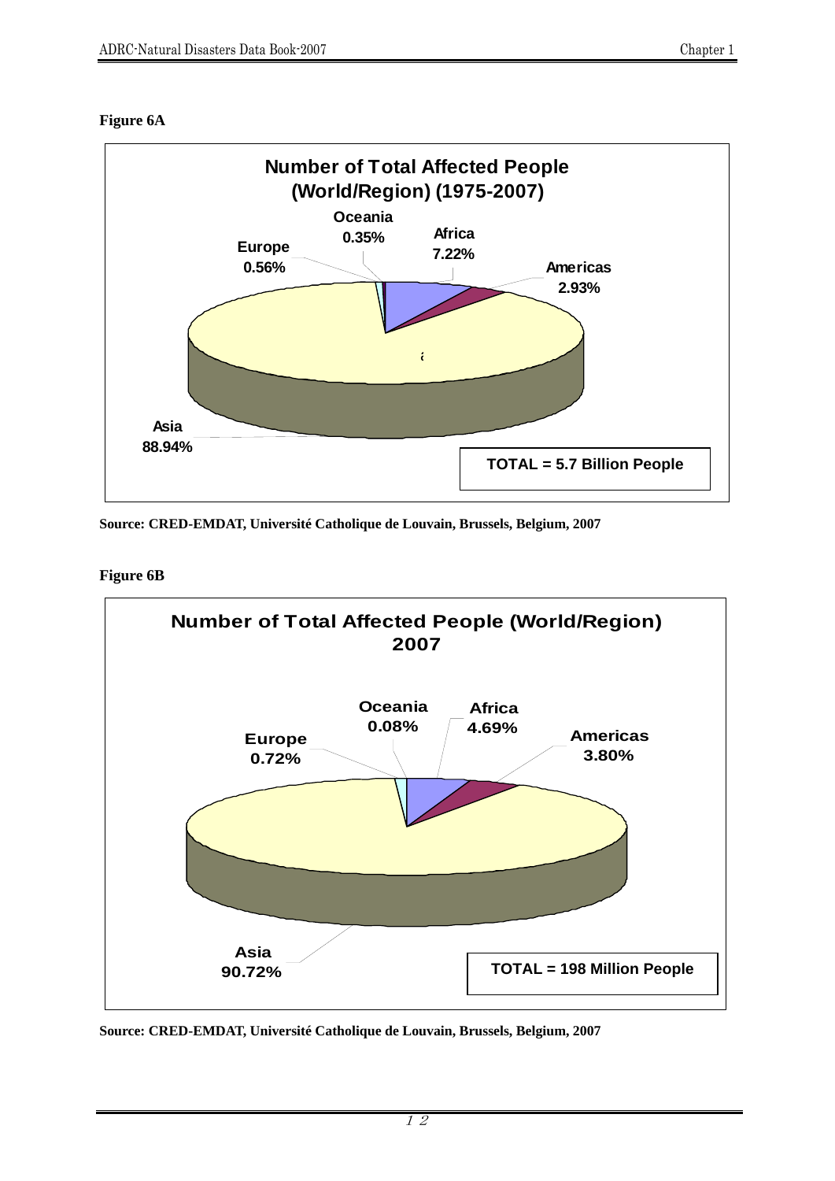**Figure 6A**

**Number of Total Affected People (World/Region) (1975-2007)**

| Region | Share |
|---|---|
| Africa | 7.22% |
| Americas | 2.93% |
| Asia | 88.94% |
| Europe | 0.56% |
| Oceania | 0.35% |

**TOTAL = 5.7 Billion People**

**Source: CRED-EMDAT, Université Catholique de Louvain, Brussels, Belgium, 2007**

**Figure 6B**

**Number of Total Affected People (World/Region) 2007**

| Region | Share |
|---|---|
| Africa | 4.69% |
| Americas | 3.80% |
| Asia | 90.72% |
| Europe | 0.72% |
| Oceania | 0.08% |

**TOTAL = 198 Million People**

**Source: CRED-EMDAT, Université Catholique de Louvain, Brussels, Belgium, 2007**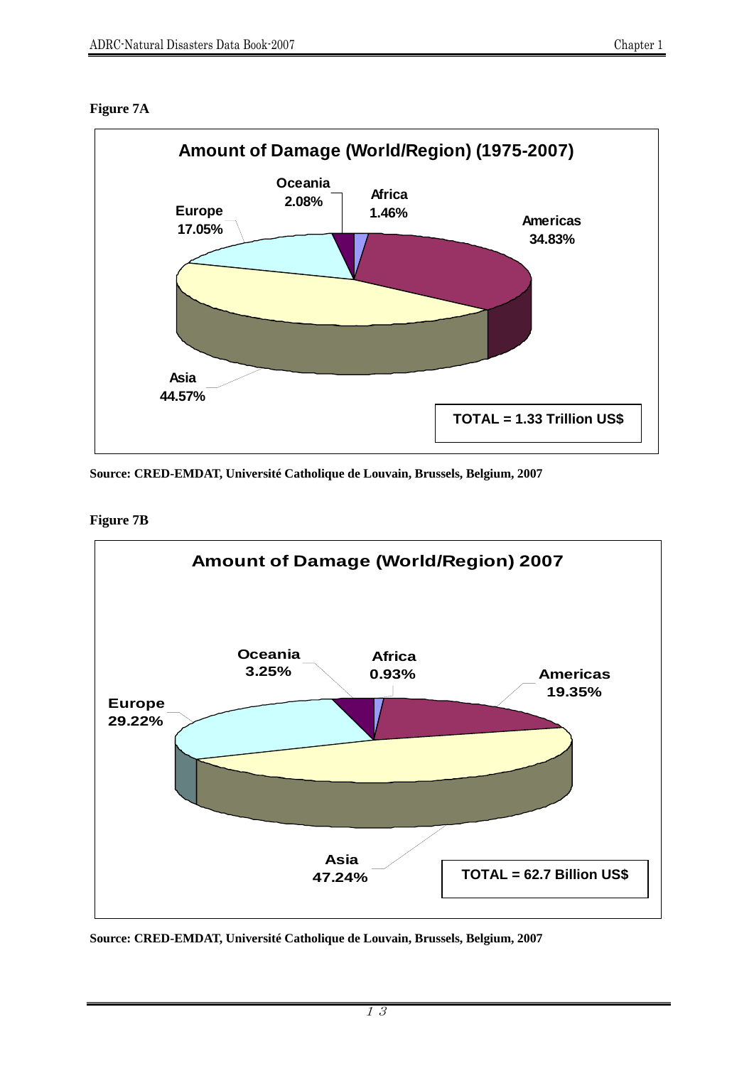**Figure 7A**

**Amount of Damage (World/Region) (1975-2007)**

| Region | Share |
|---|---|
| Asia | 44.57% |
| Americas | 34.83% |
| Europe | 17.05% |
| Oceania | 2.08% |
| Africa | 1.46% |

**TOTAL = 1.33 Trillion US$**

**Source: CRED-EMDAT, Université Catholique de Louvain, Brussels, Belgium, 2007**

**Figure 7B**

**Amount of Damage (World/Region) 2007**

| Region | Share |
|---|---|
| Asia | 47.24% |
| Europe | 29.22% |
| Americas | 19.35% |
| Oceania | 3.25% |
| Africa | 0.93% |

**TOTAL = 62.7 Billion US$**

**Source: CRED-EMDAT, Université Catholique de Louvain, Brussels, Belgium, 2007**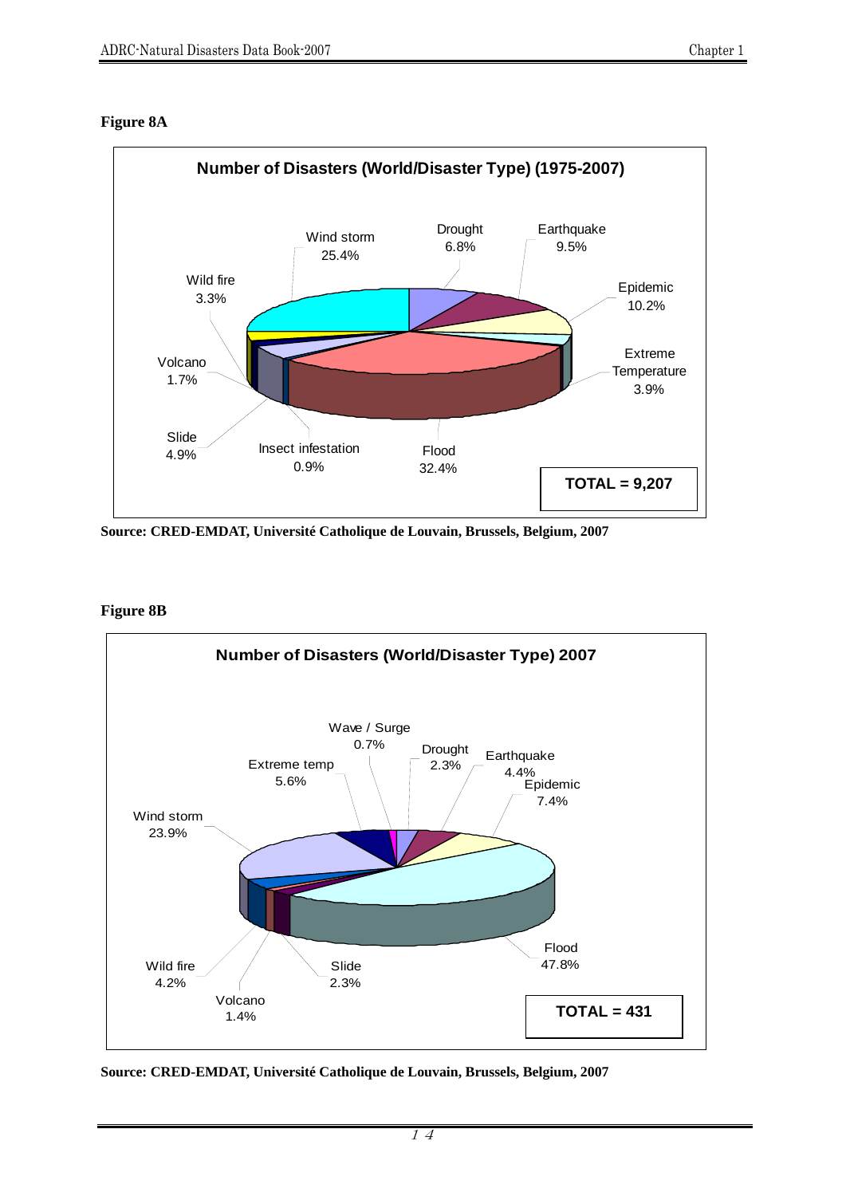**Figure 8A**

**Number of Disasters (World/Disaster Type) (1975-2007)**

| Disaster Type | Share |
|---|---|
| Drought | 6.8% |
| Earthquake | 9.5% |
| Epidemic | 10.2% |
| Extreme Temperature | 3.9% |
| Flood | 32.4% |
| Insect infestation | 0.9% |
| Slide | 4.9% |
| Volcano | 1.7% |
| Wild fire | 3.3% |
| Wind storm | 25.4% |

**TOTAL = 9,207**

**Source: CRED-EMDAT, Université Catholique de Louvain, Brussels, Belgium, 2007**

**Figure 8B**

**Number of Disasters (World/Disaster Type) 2007**

| Disaster Type | Share |
|---|---|
| Wave / Surge | 0.7% |
| Drought | 2.3% |
| Earthquake | 4.4% |
| Epidemic | 7.4% |
| Flood | 47.8% |
| Slide | 2.3% |
| Volcano | 1.4% |
| Wild fire | 4.2% |
| Wind storm | 23.9% |
| Extreme temp | 5.6% |

**TOTAL = 431**

**Source: CRED-EMDAT, Université Catholique de Louvain, Brussels, Belgium, 2007**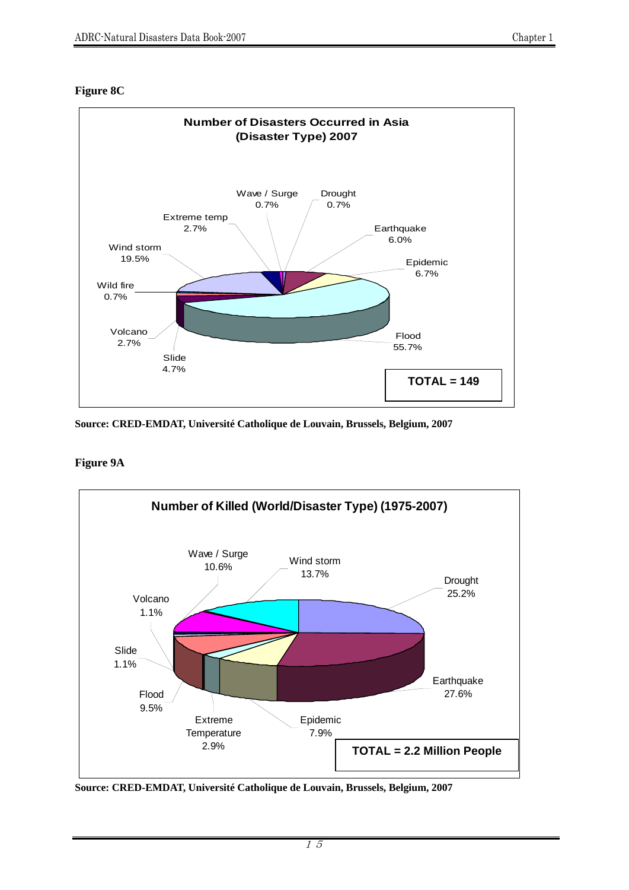**Figure 8C**

**Number of Disasters Occurred in Asia (Disaster Type) 2007**

| Disaster Type | Percentage |
| --- | --- |
| Wave / Surge | 0.7% |
| Drought | 0.7% |
| Earthquake | 6.0% |
| Epidemic | 6.7% |
| Flood | 55.7% |
| Slide | 4.7% |
| Volcano | 2.7% |
| Wild fire | 0.7% |
| Wind storm | 19.5% |
| Extreme temp | 2.7% |

**TOTAL = 149**

**Source: CRED-EMDAT, Université Catholique de Louvain, Brussels, Belgium, 2007**

**Figure 9A**

**Number of Killed (World/Disaster Type) (1975-2007)**

| Disaster Type | Percentage |
| --- | --- |
| Wave / Surge | 10.6% |
| Wind storm | 13.7% |
| Drought | 25.2% |
| Earthquake | 27.6% |
| Epidemic | 7.9% |
| Extreme Temperature | 2.9% |
| Flood | 9.5% |
| Slide | 1.1% |
| Volcano | 1.1% |

**TOTAL = 2.2 Million People**

**Source: CRED-EMDAT, Université Catholique de Louvain, Brussels, Belgium, 2007**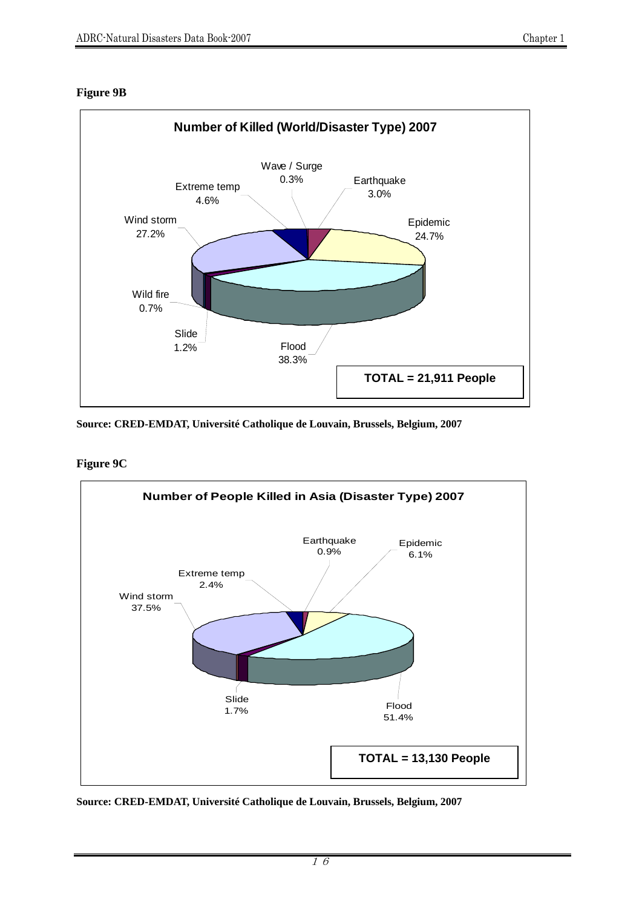**Figure 9B**

**Number of Killed (World/Disaster Type) 2007**

| Disaster Type | Percentage |
|---|---|
| Wave / Surge | 0.3% |
| Earthquake | 3.0% |
| Epidemic | 24.7% |
| Flood | 38.3% |
| Slide | 1.2% |
| Wild fire | 0.7% |
| Wind storm | 27.2% |
| Extreme temp | 4.6% |

**TOTAL = 21,911 People**

**Source: CRED-EMDAT, Université Catholique de Louvain, Brussels, Belgium, 2007**

**Figure 9C**

**Number of People Killed in Asia (Disaster Type) 2007**

| Disaster Type | Percentage |
|---|---|
| Earthquake | 0.9% |
| Epidemic | 6.1% |
| Flood | 51.4% |
| Slide | 1.7% |
| Wind storm | 37.5% |
| Extreme temp | 2.4% |

**TOTAL = 13,130 People**

**Source: CRED-EMDAT, Université Catholique de Louvain, Brussels, Belgium, 2007**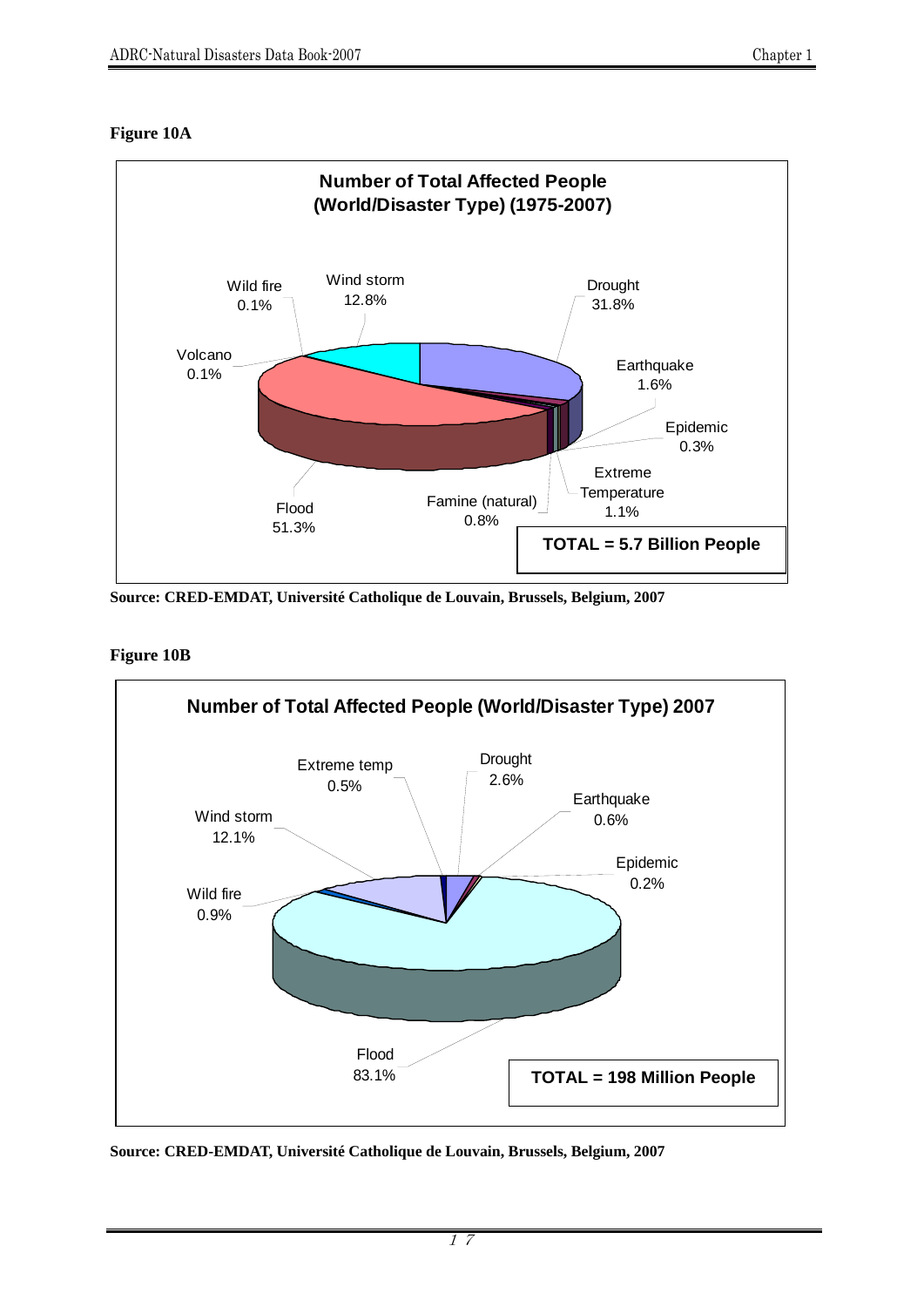**Figure 10A**

**Number of Total Affected People (World/Disaster Type) (1975-2007)**

| Disaster Type | Share |
|---|---|
| Drought | 31.8% |
| Earthquake | 1.6% |
| Epidemic | 0.3% |
| Extreme Temperature | 1.1% |
| Famine (natural) | 0.8% |
| Flood | 51.3% |
| Volcano | 0.1% |
| Wild fire | 0.1% |
| Wind storm | 12.8% |

**TOTAL = 5.7 Billion People**

**Source: CRED-EMDAT, Université Catholique de Louvain, Brussels, Belgium, 2007**

**Figure 10B**

**Number of Total Affected People (World/Disaster Type) 2007**

| Disaster Type | Share |
|---|---|
| Drought | 2.6% |
| Earthquake | 0.6% |
| Epidemic | 0.2% |
| Flood | 83.1% |
| Wild fire | 0.9% |
| Wind storm | 12.1% |
| Extreme temp | 0.5% |

**TOTAL = 198 Million People**

**Source: CRED-EMDAT, Université Catholique de Louvain, Brussels, Belgium, 2007**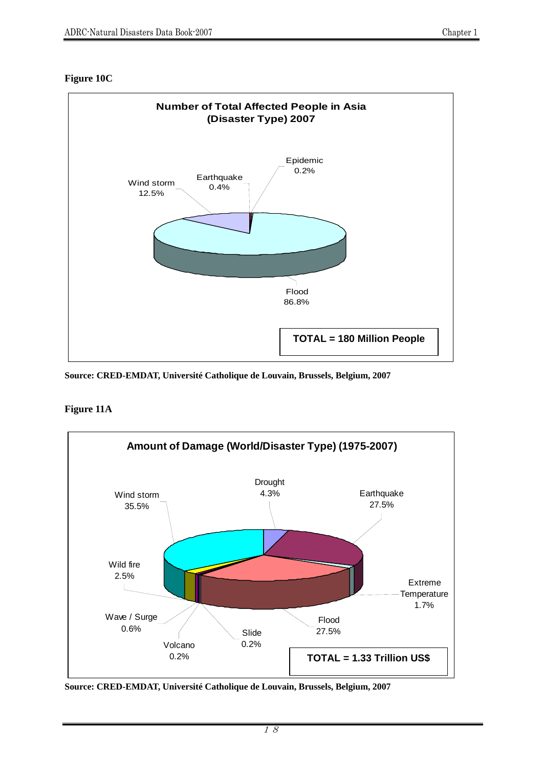**Figure 10C**

**Number of Total Affected People in Asia (Disaster Type) 2007**

Epidemic 0.2%

Earthquake 0.4%

Wind storm 12.5%

Flood 86.8%

**TOTAL = 180 Million People**

**Source: CRED-EMDAT, Université Catholique de Louvain, Brussels, Belgium, 2007**

**Figure 11A**

**Amount of Damage (World/Disaster Type) (1975-2007)**

Drought 4.3%

Earthquake 27.5%

Wind storm 35.5%

Wild fire 2.5%

Extreme Temperature 1.7%

Wave / Surge 0.6%

Flood 27.5%

Slide 0.2%

Volcano 0.2%

**TOTAL = 1.33 Trillion US$**

**Source: CRED-EMDAT, Université Catholique de Louvain, Brussels, Belgium, 2007**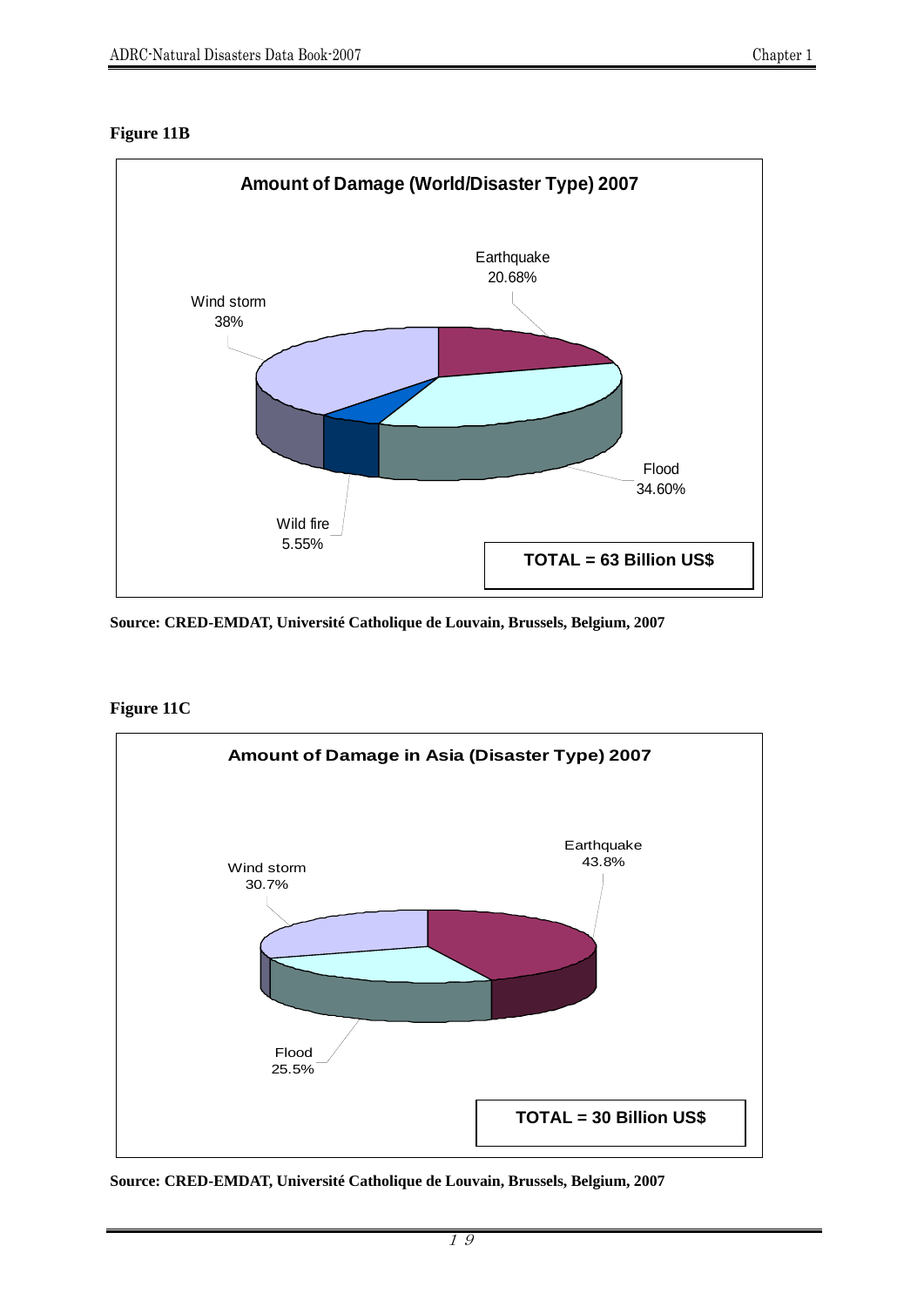**Figure 11B**

**Amount of Damage (World/Disaster Type) 2007**

Earthquake 20.68%

Wind storm 38%

Flood 34.60%

Wild fire 5.55%

**TOTAL = 63 Billion US$**

**Source: CRED-EMDAT, Université Catholique de Louvain, Brussels, Belgium, 2007**

**Figure 11C**

**Amount of Damage in Asia (Disaster Type) 2007**

Earthquake 43.8%

Wind storm 30.7%

Flood 25.5%

**TOTAL = 30 Billion US$**

**Source: CRED-EMDAT, Université Catholique de Louvain, Brussels, Belgium, 2007**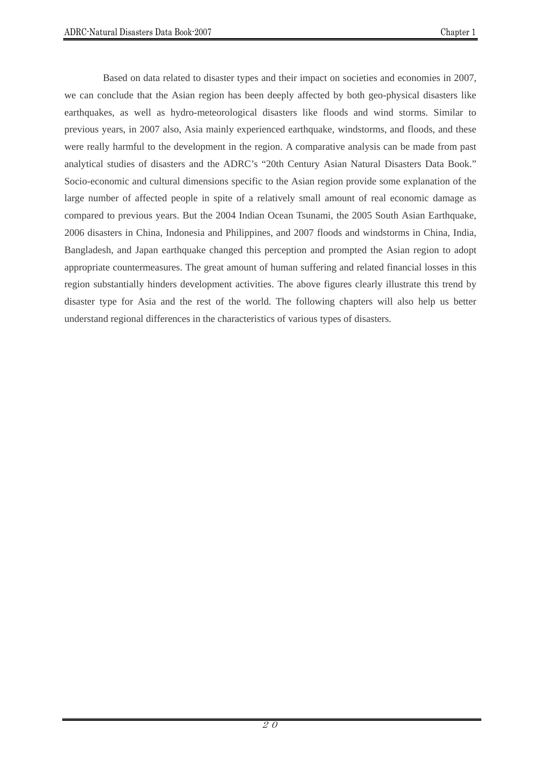Based on data related to disaster types and their impact on societies and economies in 2007, we can conclude that the Asian region has been deeply affected by both geo-physical disasters like earthquakes, as well as hydro-meteorological disasters like floods and wind storms. Similar to previous years, in 2007 also, Asia mainly experienced earthquake, windstorms, and floods, and these were really harmful to the development in the region. A comparative analysis can be made from past analytical studies of disasters and the ADRC's "20th Century Asian Natural Disasters Data Book." Socio-economic and cultural dimensions specific to the Asian region provide some explanation of the large number of affected people in spite of a relatively small amount of real economic damage as compared to previous years. But the 2004 Indian Ocean Tsunami, the 2005 South Asian Earthquake, 2006 disasters in China, Indonesia and Philippines, and 2007 floods and windstorms in China, India, Bangladesh, and Japan earthquake changed this perception and prompted the Asian region to adopt appropriate countermeasures. The great amount of human suffering and related financial losses in this region substantially hinders development activities. The above figures clearly illustrate this trend by disaster type for Asia and the rest of the world. The following chapters will also help us better understand regional differences in the characteristics of various types of disasters.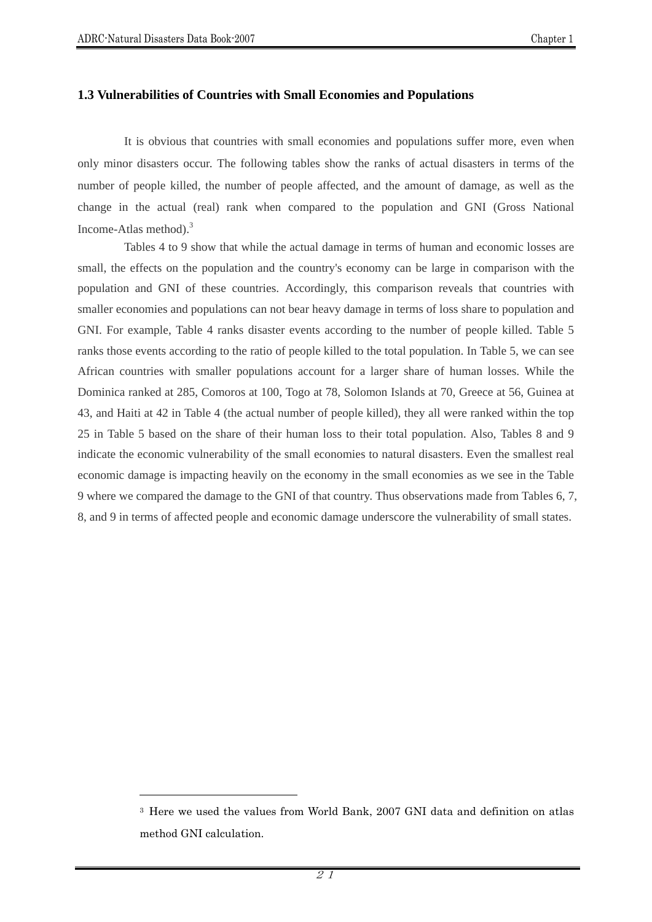### 1.3 Vulnerabilities of Countries with Small Economies and Populations

It is obvious that countries with small economies and populations suffer more, even when only minor disasters occur. The following tables show the ranks of actual disasters in terms of the number of people killed, the number of people affected, and the amount of damage, as well as the change in the actual (real) rank when compared to the population and GNI (Gross National Income-Atlas method).[3]

Tables 4 to 9 show that while the actual damage in terms of human and economic losses are small, the effects on the population and the country's economy can be large in comparison with the population and GNI of these countries. Accordingly, this comparison reveals that countries with smaller economies and populations can not bear heavy damage in terms of loss share to population and GNI. For example, Table 4 ranks disaster events according to the number of people killed. Table 5 ranks those events according to the ratio of people killed to the total population. In Table 5, we can see African countries with smaller populations account for a larger share of human losses. While the Dominica ranked at 285, Comoros at 100, Togo at 78, Solomon Islands at 70, Greece at 56, Guinea at 43, and Haiti at 42 in Table 4 (the actual number of people killed), they all were ranked within the top 25 in Table 5 based on the share of their human loss to their total population. Also, Tables 8 and 9 indicate the economic vulnerability of the small economies to natural disasters. Even the smallest real economic damage is impacting heavily on the economy in the small economies as we see in the Table 9 where we compared the damage to the GNI of that country. Thus observations made from Tables 6, 7, 8, and 9 in terms of affected people and economic damage underscore the vulnerability of small states.

[3] Here we used the values from World Bank, 2007 GNI data and definition on atlas method GNI calculation.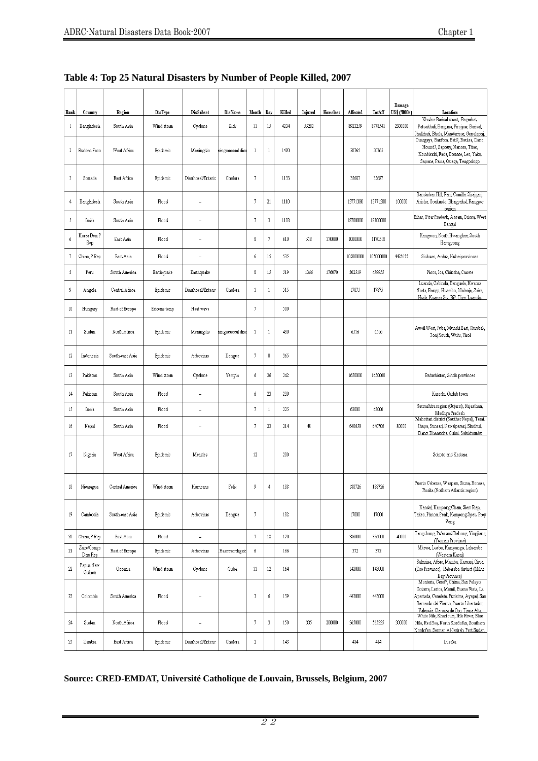## Table 4: Top 25 Natural Disasters by Number of People Killed, 2007

| Rank | Country | Region | DisType | DisSubset | DisName | Month | Day | Killed | Injured | Homeless | Affected | TotAff | Damage US$ ('000s) | Location |
|---|---|---|---|---|---|---|---|---|---|---|---|---|---|---|
| 1 | Bangladesh | South Asia | Wind storm | Cyclone | Sidr | 11 | 15 | 4234 | 55282 | | 8923259 | 8978541 | 2300000 | Khulna-Barisal coast, Bagerhat, Patuakhali, Barguna, Pirojpur, Barisal, Jhalkhati, Bhola, Madaripur, Gopalganj |
| 2 | Burkina Faso | West Africa | Epidemic | Meningitis | mingococcal dise | 1 | 1 | 1490 | | | 20765 | 20765 | | Ouargaye, Banfora, Batié, Boulsa, Dano, Hounde, Sapouy, Nanoro, Titao, Kombissiri, Fada, Bousse, Leo, Yako, Sapone, Pama, Ouaga, Tengodogo |
| 3 | Somalia | East Africa | Epidemic | Diarrhoeal/Enteric | Cholera | 7 | | 1133 | | | 35687 | 35687 | | |
| 4 | Bangladesh | South Asia | Flood | -- | | 7 | 21 | 1110 | | | 13771380 | 13771380 | 100000 | Bandarban Hill, Feni, Comilla, Sirajganj, Aricha, Goalundo, Bhagyakul, Rangpur region |
| 5 | India | South Asia | Flood | -- | | 7 | 3 | 1103 | | | 18700000 | 18700000 | | Bihar, Uttar Pradesh, Assam, Orissa, West Bengal |
| 6 | Korea Dem P Rep | East Asia | Flood | -- | | 8 | 7 | 610 | 518 | 170000 | 1000000 | 1170518 | | Kangwon, North Hwanghae, South Hamgyong |
| 7 | China, P Rep | East Asia | Flood | -- | | 6 | 15 | 535 | | | 105000000 | 105000000 | 4425655 | Sichuan, Anhui, Hubei provinces |
| 8 | Peru | South America | Earthquake | Earthquake | | 8 | 15 | 519 | 1366 | 176070 | 302519 | 479955 | | Pisco, Ica, Chincha, Canete |
| 9 | Angola | Central Africa | Epidemic | Diarrhoeal/Enteric | Cholera | 1 | 1 | 515 | | | 17875 | 17875 | | Luanda, Cabinda, Benguela, Kwanza Norte, Bengo, Huambo, Malanje, Zaire, Huila, Kwanza Sul, Bié, Uige, Luanda- |
| 10 | Hungary | Rest of Europe | Extreme temp | Heat wave | | 7 | | 500 | | | | | | |
| 11 | Sudan | North Africa | Epidemic | Meningitis | mingococcal dise | 1 | 1 | 430 | | | 6516 | 6516 | | Aweil West, Juba, Mundri East, Rumbek, Tonj South, Wulu, Yirol |
| 12 | Indonesia | South-east Asia | Epidemic | Arbovirus | Dengue | 7 | 0 | 365 | | | | | | |
| 13 | Pakistan | South Asia | Wind storm | Cyclone | Yemyin | 6 | 26 | 242 | | | 1650000 | 1650000 | | Baluchistan, Sindh provinces |
| 14 | Pakistan | South Asia | Flood | -- | | 6 | 23 | 230 | | | | | | Karachi, Gulab town |
| 15 | India | South Asia | Flood | -- | | 7 | 1 | 225 | | | 63000 | 63000 | | Saurashtra region (Gujarat), Rajasthan, Madhya Pradesh |
| 16 | Nepal | South Asia | Flood | -- | | 7 | 23 | 214 | 48 | | 640658 | 640706 | 80000 | Mahottari district (Souther Nepal), Terai, Jhapa, Sunsari, Nawalparasi, Sindhuli, Dang, Dhanusha, Gulmi, Solukhumbu |
| 17 | Nigeria | West Africa | Epidemic | Measles | | 12 | | 200 | | | | | | Sokoto and Kaduna |
| 18 | Nicaragua | Central America | Wind storm | Hurricane | Felix | 9 | 4 | 188 | | | 188726 | 188726 | | Puerto Cabezas, Waspam, Siuna, Bonanza, Rosita (Nothern Atlantic region) |
| 19 | Cambodia | South-east Asia | Epidemic | Arbovirus | Dengue | 7 | | 182 | | | 17000 | 17000 | | Kandal, Kampong Cham, Siem Riep, Takeo, Phnom Penh, Kampong Speu, Prey Veng |
| 20 | China, P Rep | East Asia | Flood | -- | | 7 | 18 | 170 | | | 386000 | 386000 | 40000 | Tengchong, Pu'er and Dehong, Yingjiang (Yunnan Province) |
| 21 | Zaire/Congo Dem Rep | Rest of Europe | Epidemic | Arbovirus | Haemorrhagic f | 6 | | 166 | | | 372 | 372 | | Mweka, Luebo, Kanganga, Lukaemba (Western Kasai) |
| 22 | Papua New Guinea | Oceania | Wind storm | Cyclone | Guba | 11 | 12 | 164 | | | 143000 | 143000 | | Sakarina, Afore, Mamba, Kumusi, Girua (Oro Province), Rabaraba distinct (Milne Bay Province) |
| 23 | Colombia | South America | Flood | -- | | 3 | 6 | 159 | | | 443000 | 443000 | | Montería, Ceret?, Chima, San Pelayo, Cotorra, Lorica, Momil, Buena Vista, La Apartada, Cenelete, Purisima, Ayapel, San Bernardo del Viento, Puerto Libertador, Valencia, Cienaga de Oro, Tierra Alta |
| 24 | Sudan | North Africa | Flood | -- | | 7 | 3 | 150 | 335 | 200000 | 365000 | 565335 | 300000 | White Nile, Khartoum, Nile River, Blue Nile, Red Sea, North Kordofan, Southern Kordofan, Sennar, Al-Jazirah, Port Sudan |
| 25 | Zambia | East Africa | Epidemic | Diarrhoeal/Enteric | Cholera | 2 | | 143 | | | 414 | 414 | | Lusaka |

**Source: CRED-EMDAT, Université Catholique de Louvain, Brussels, Belgium, 2007**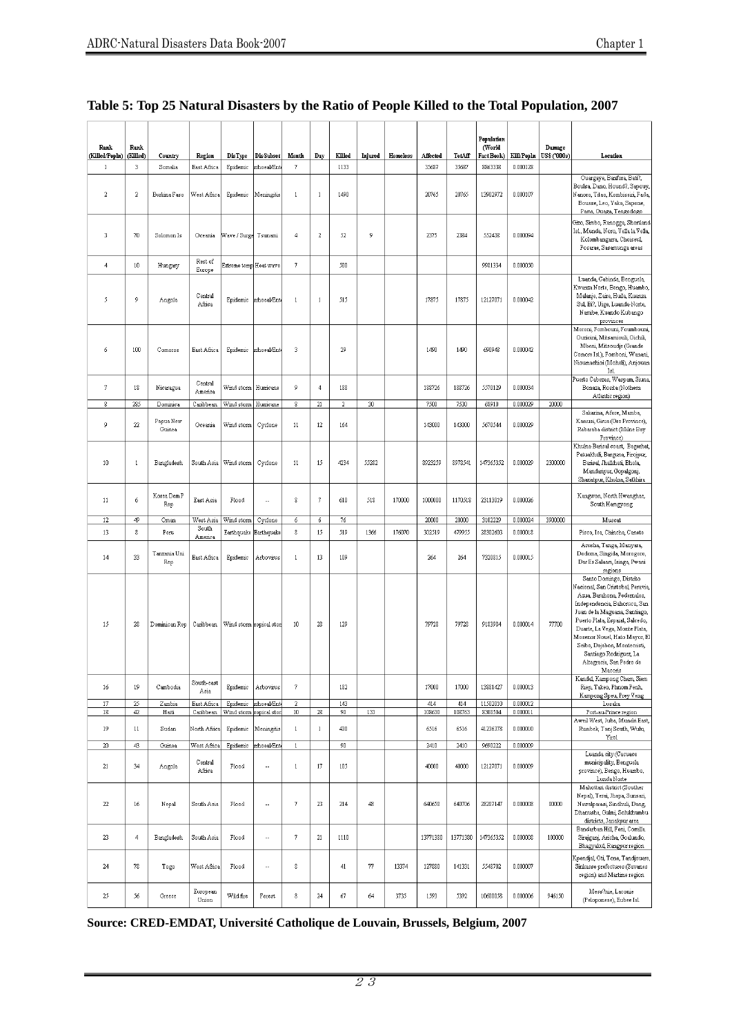# Table 5: Top 25 Natural Disasters by the Ratio of People Killed to the Total Population, 2007

| Rank (Killed/Popln) | Rank (Killed) | Country | Region | DisType | DisSubset | Month | Day | Killed | Injured | Homeless | Affected | TotAff | Population (World Fact Book) | Kill/Popln | Damage US$ ('000s) | Location |
|---|---|---|---|---|---|---|---|---|---|---|---|---|---|---|---|---|
| 1 | 3 | Somalia | East Africa | Epidemic | rrhoeal/Ent | 7 | | 1133 | | | 35687 | 35687 | 8863338 | 0.000128 | | |
| 2 | 2 | Burkina Faso | West Africa | Epidemic | Meningitis | 1 | 1 | 1490 | | | 20765 | 20765 | 13902972 | 0.000107 | | Ouargaye, Banfora, Batié, Boulsa, Dano, Houndé, Sapouy, Nanoro, Titao, Kombissiri, Fada, Bousse, Leo, Yako, Sapone, Pama, Ouaga, Tenzodogo |
| 3 | 70 | Solomon Is | Oceania | Wave / Surge | Tsunami | 4 | 2 | 52 | 9 | | 2375 | 2384 | 552438 | 0.000094 | | Gizo, Simbo, Ranogga, Shortland Isl., Munda, Noro, Vella la Vella, Kolombangara, Choiseul, Poqarae, Saramunga areas |
| 4 | 10 | Hungary | Rest of Europe | Extreme temp | Heat wave | 7 | | 500 | | | | | 9981334 | 0.000050 | | |
| 5 | 9 | Angola | Central Africa | Epidemic | rrhoeal/Ent | 1 | 1 | 515 | | | 17875 | 17875 | 12127071 | 0.000042 | | Luanda, Cabinda, Benguela, Kwanza Norte, Bengo, Huambo, Malanje, Zaire, Huila, Kuanza Sul, Bié, Uige, Luanda-Norte, Namibe, Kuando Kubango provinces |
| 6 | 100 | Comoros | East Africa | Epidemic | rrhoeal/Ent | 3 | | 29 | | | 1490 | 1490 | 690948 | 0.000042 | | Moroni, Fomboumi, Foumbouni, Ouzioini, Mitsamiouli, Ouchil, Mbeni, Mitsoudje (Grande Comore Isl.), Fomboni, Wanani, Nioumachoi (Moheli), Anjouan Isl. |
| 7 | 18 | Nicaragua | Central America | Wind storm | Hurricane | 9 | 4 | 188 | | | 188726 | 188726 | 5570129 | 0.000034 | | Puerto Cabezas, Waspam, Siuna, Bonanza, Rosita (Nothern Atlantic region) |
| 8 | 285 | Dominica | Caribbean | Wind storm | Hurricane | 8 | 21 | 2 | 30 | | 7500 | 7530 | 68910 | 0.000029 | 20000 | |
| 9 | 22 | Papua New Guinea | Oceania | Wind storm | Cyclone | 11 | 12 | 164 | | | 143000 | 143000 | 5670544 | 0.000029 | | Sakarma, Afore, Mamba, Kasuai, Girua (Oro Province), Raharaba district (Milne Bay Province) |
| 10 | 1 | Bangladesh | South Asia | Wind storm | Cyclone | 11 | 15 | 4234 | 55282 | | 8923259 | 8978541 | 147365352 | 0.000029 | 2300000 | Khulna-Barisal coast, Bagerhat, Patuakhali, Barguna, Firojpur, Barisal, Jhalkhati, Bhola, Mendarpur, Gopalgonj, Shariatpur, Khulna, Satkhira |
| 11 | 6 | Korea Dem P Rep | East Asia | Flood | -- | 8 | 7 | 610 | 518 | 170000 | 1000000 | 1170518 | 23113019 | 0.000026 | | Kangwon, North Hwanghae, South Hamgyong |
| 12 | 49 | Oman | West Asia | Wind storm | Cyclone | 6 | 6 | 76 | | | 20000 | 20000 | 3102229 | 0.000024 | 3900000 | Muscat |
| 13 | 8 | Peru | South America | Earthquake | Earthquake | 8 | 15 | 519 | 1366 | 176070 | 302519 | 479955 | 28302603 | 0.000018 | | Pisco, Ica, Chincha, Canete |
| 14 | 33 | Tanzania Uni Rep | East Africa | Epidemic | Arbovirus | 1 | 13 | 109 | | | 264 | 264 | 7320815 | 0.000015 | | Arusha, Tanga, Manyara, Dodoma, Singida, Morogoro, Dar Es Salaam, Iringa, Pwani regions |
| 15 | 28 | Dominican Rep | Caribbean | Wind storm | ropical stor | 10 | 28 | 129 | | | 79728 | 79728 | 9183984 | 0.000014 | 77700 | Santo Domingo, Distrito Nacional, San Cristobal, Peravia, Azua, Barahona, Pedernales, Independencia, Bahoruco, San Juan de la Maguana, Santiago, Puerto Plata, Espaiat, Salcedo, Duarte, La Vega, Monte Plata, Monsenor Nouel, Hato Mayor, El Seibo, Dajabon, Montecristi, Santiago Rodriguez, La Altagracia, San Pedro de Macoris |
| 16 | 19 | Cambodia | South-east Asia | Epidemic | Arbovirus | 7 | | 182 | | | 17000 | 17000 | 13881427 | 0.000013 | | Kandal, Kampong Cham, Siem Riep, Takeo, Phnom Penh, Kampong Speu, Prey Veng |
| 17 | 25 | Zambia | East Africa | Epidemic | rrhoeal/Ent | 2 | | 143 | | | 414 | 414 | 11502010 | 0.000012 | | Lusaka |
| 18 | 42 | Haiti | Caribbean | Wind storm | ropical stor | 10 | 28 | 90 | 133 | | 108630 | 108763 | 8308504 | 0.000011 | | Port-au-Prince region |
| 19 | 11 | Sudan | North Africa | Epidemic | Meningitis | 1 | 1 | 430 | | | 6516 | 6516 | 41236378 | 0.000010 | | Aweil West, Juba, Mundri East, Rumbek, Tonj South, Wulu, Yirol |
| 20 | 43 | Guinea | West Africa | Epidemic | rrhoeal/Ent | 1 | | 90 | | | 2410 | 2410 | 9690222 | 0.000009 | | |
| 21 | 34 | Angola | Central Africa | Flood | -- | 1 | 17 | 105 | | | 40000 | 40000 | 12127071 | 0.000009 | | Luanda city (Cacuaco municipality, Benguela province), Bengo, Huambo, Lunda Norte |
| 22 | 16 | Nepal | South Asia | Flood | -- | 7 | 23 | 214 | 48 | | 640658 | 640706 | 28287147 | 0.000008 | 80000 | Mahottari district (Souther Nepal), Terai, Jhapa, Sunsari, Nawalparasi, Sindhuli, Dang, Dhanusha, Gulmi, Solukhumbu districts, Janakpur area |
| 23 | 4 | Bangladesh | South Asia | Flood | -- | 7 | 21 | 1110 | | | 13771380 | 13771380 | 147365352 | 0.000008 | 100000 | Bandarban Hill, Feni, Comilla, Sirajganj, Aricha, Goalundo, Bhagyakul, Rangpur region |
| 24 | 78 | Togo | West Africa | Flood | -- | 8 | | 41 | 77 | 13374 | 127880 | 141331 | 5548702 | 0.000007 | | Kpendjal, Oti, Tone, Tandjouare, Sinkasse prefectures (Savanes region) and Maritime region |
| 25 | 56 | Greece | European Union | Wild fire | Forest | 8 | 24 | 67 | 64 | 3735 | 1593 | 5392 | 10688058 | 0.000006 | 946150 | Messi?nie, Laconie (Peloponese), Eubee Isl. |

**Source: CRED-EMDAT, Université Catholique de Louvain, Brussels, Belgium, 2007**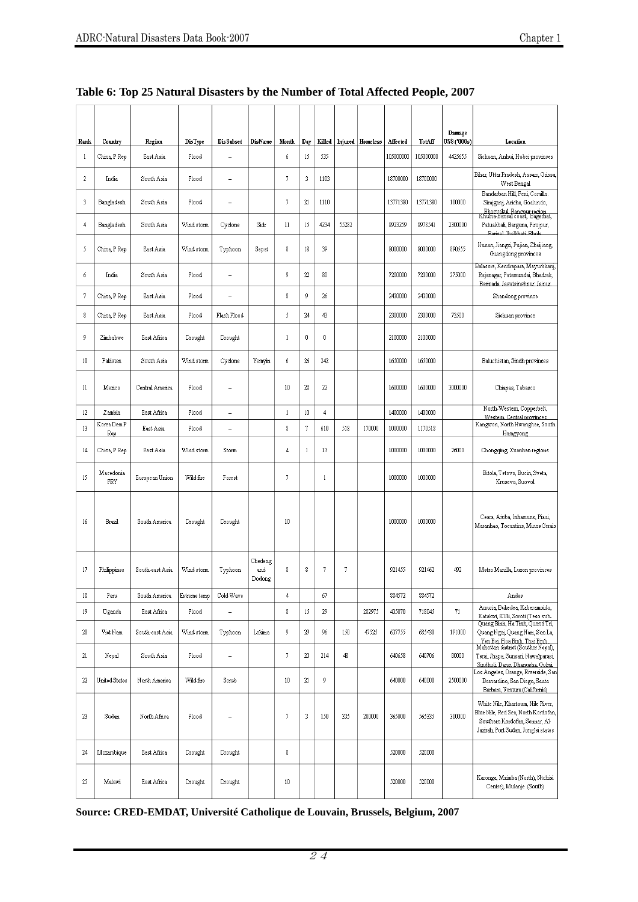## Table 6: Top 25 Natural Disasters by the Number of Total Affected People, 2007

| Rank | Country | Region | DisType | DisSubset | DisName | Month | Day | Killed | Injured | Homeless | Affected | TotAff | Damage US$ ('000s) | Location |
|---|---|---|---|---|---|---|---|---|---|---|---|---|---|---|
| 1 | China, P Rep | East Asia | Flood | -- | | 6 | 15 | 535 | | | 105000000 | 105000000 | 4425655 | Sichuan, Anhui, Hubei provinces |
| 2 | India | South Asia | Flood | -- | | 7 | 3 | 1103 | | | 18700000 | 18700000 | | Bihar, Uttar Pradesh, Assam, Orissa, West Bengal |
| 3 | Bangladesh | South Asia | Flood | -- | | 7 | 21 | 1110 | | | 13771380 | 13771380 | 100000 | Bandarban Hill, Feni, Comilla. Sirajganj, Aricha, Goalundo, Bhagyakul, Panzpur region |
| 4 | Bangladesh | South Asia | Wind storm | Cyclone | Sidr | 11 | 15 | 4234 | 55282 | | 8923259 | 8978541 | 2300000 | Khulna-Barisal coast, Bagerhat, Patuakhali, Barguna, Firojpur, Barisal, Jhalkhati, Bhola |
| 5 | China, P Rep | East Asia | Wind storm | Typhoon | Sepat | 8 | 18 | 39 | | | 8000000 | 8000000 | 890555 | Hunan, Jiangxi, Fujian, Zheijiang, Guangdong provinces |
| 6 | India | South Asia | Flood | -- | | 9 | 22 | 80 | | | 7200000 | 7200000 | 275000 | Balasore, Kendrapara, Mayurbhanj, Rajanagar, Patamundai, Bhadrak, Baripada, Jagatsinghpur, Jajpur |
| 7 | China, P Rep | East Asia | Flood | -- | | 8 | 9 | 26 | | | 2480000 | 2480000 | | Shandong province |
| 8 | China, P Rep | East Asia | Flood | Flash Flood | | 5 | 24 | 43 | | | 2300000 | 2300000 | 73500 | Sichuan province |
| 9 | Zimbabwe | East Africa | Drought | Drought | | 1 | 0 | 0 | | | 2100000 | 2100000 | | |
| 10 | Pakistan | South Asia | Wind storm | Cyclone | Yemyin | 6 | 26 | 242 | | | 1650000 | 1650000 | | Baluchistan, Sindh provinces |
| 11 | Mexico | Central America | Flood | -- | | 10 | 28 | 22 | | | 1600000 | 1600000 | 3000000 | Chiapas, Tabasco |
| 12 | Zambia | East Africa | Flood | -- | | 1 | 10 | 4 | | | 1400000 | 1400000 | | North-Western, Copperbelt, Western, Central provinces |
| 13 | Korea Dem P Rep | East Asia | Flood | -- | | 8 | 7 | 610 | 518 | 170000 | 1000000 | 1170518 | | Kangwon, North Hwanghae, South Hamgyong |
| 14 | China, P Rep | East Asia | Wind storm | Storm | | 4 | 1 | 13 | | | 1000000 | 1000000 | 26000 | Chongqing, Xuanhan regions |
| 15 | Macedonia FRY | European Union | Wild fire | Forest | | 7 | | 1 | | | 1000000 | 1000000 | | Bitola, Tetovo, Bucin, Sveta, Krusevo, Suovol |
| 16 | Brazil | South America | Drought | Drought | | 10 | | | | | 1000000 | 1000000 | | Ceara, Aruba, Inhamuns, Piaui, Maranhao, Tocantins, Minas Gerais |
| 17 | Philippines | South-east Asia | Wind storm | Typhoon | Chedeng and Dodong | 8 | 8 | 7 | 7 | | 921455 | 921462 | 492 | Metro Manilla, Luzon provinces |
| 18 | Peru | South America | Extreme temp | Cold Wave | | 4 | | 67 | | | 884572 | 884572 | | Andes |
| 19 | Uganda | East Africa | Flood | -- | | 8 | 15 | 29 | | 282975 | 435070 | 718045 | 71 | Amuria, Bukedea, Kaberamaido, Katakwi, Kilti, Soroti (Teso sub- |
| 20 | Viet Nam | South-east Asia | Wind storm | Typhoon | Lekima | 9 | 29 | 96 | 150 | 47525 | 637755 | 685430 | 191000 | Quang Binh, Ha Tinh, Quang Tri, Quang Ngai, Quang Nam, Son La, Yen Bai, Hoa Binh, Thai Binh, |
| 21 | Nepal | South Asia | Flood | -- | | 7 | 23 | 214 | 48 | | 640658 | 640706 | 80000 | Mahottari district (Souther Nepal), Terai, Jhapa, Sunsari, Nawalparasi, Sindhuli, Dang, Dhanusha, Gulmi, |
| 22 | United States | North America | Wild fire | Scrub | | 10 | 21 | 9 | | | 640000 | 640000 | 2500000 | Los Angeles, Orange, Riverside, San Bernardino, San Diego, Santa Barbara, Ventura (California) |
| 23 | Sudan | North Africa | Flood | -- | | 7 | 3 | 150 | 335 | 200000 | 365000 | 565335 | 300000 | White Nile, Khartoum, Nile River, Blue Nile, Red Sea, North Kordofan, Southern Kordofan, Sennar, Al-Jazirah, Port Sudan, Jonglei states |
| 24 | Mozambique | East Africa | Drought | Drought | | 8 | | | | | 520000 | 520000 | | |
| 25 | Malawi | East Africa | Drought | Drought | | 10 | | | | | 520000 | 520000 | | Karonga, Mzimba (North), Nichisi Centre), Mulanje (South) |

**Source: CRED-EMDAT, Université Catholique de Louvain, Brussels, Belgium, 2007**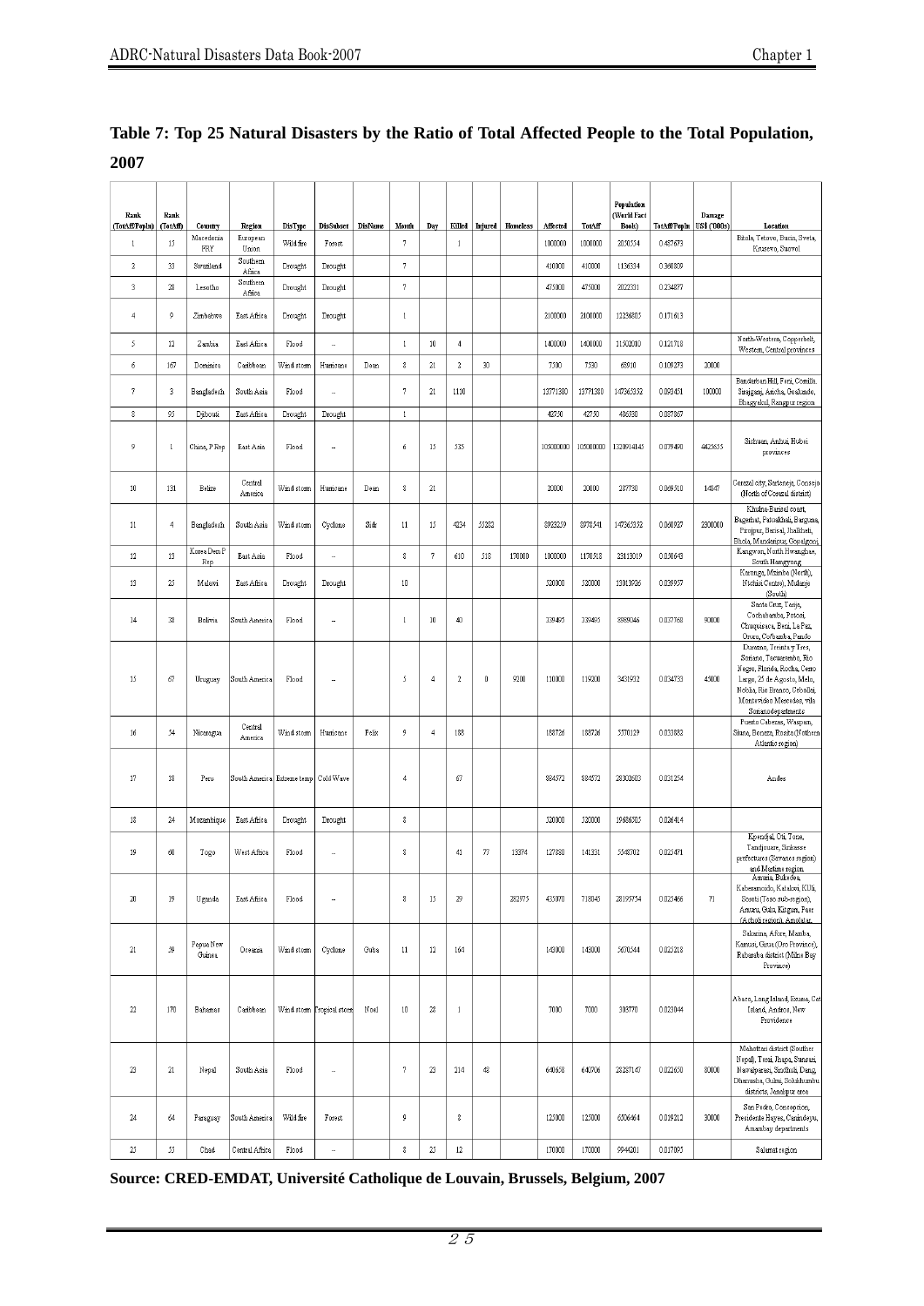## Table 7: Top 25 Natural Disasters by the Ratio of Total Affected People to the Total Population, 2007

| Rank (TotAff/Popln) | Rank (TotAff) | Country | Region | DisType | DisSubset | DisName | Month | Day | Killed | Injured | Homeless | Affected | TotAff | Population (World Fact Book) | TotAff/Popln | Damage US$ ('000s) | Location |
|---|---|---|---|---|---|---|---|---|---|---|---|---|---|---|---|---|---|
| 1 | 15 | Macedonia FRY | European Union | Wild fire | Forest | | 7 | | 1 | | | 1000000 | 1000000 | 2050554 | 0.487673 | | Bitola, Tetovo, Burin, Sveta, Krusevo, Struvol |
| 2 | 33 | Swaziland | Southern Africa | Drought | Drought | | 7 | | | | | 410000 | 410000 | 1136334 | 0.360809 | | |
| 3 | 28 | Lesotho | Southern Africa | Drought | Drought | | 7 | | | | | 475000 | 475000 | 2022331 | 0.234877 | | |
| 4 | 9 | Zimbabwe | East Africa | Drought | Drought | | 1 | | | | | 2100000 | 2100000 | 12236805 | 0.171613 | | |
| 5 | 12 | Zambia | East Africa | Flood | -- | | 1 | 10 | 4 | | | 1400000 | 1400000 | 11502010 | 0.121718 | | North-Western, Copperbelt, Western, Central provinces |
| 6 | 167 | Dominica | Caribbean | Wind storm | Hurricane | Dean | 8 | 21 | 2 | 30 | | 7500 | 7530 | 68910 | 0.109273 | 20000 | |
| 7 | 3 | Bangladesh | South Asia | Flood | -- | | 7 | 21 | 1110 | | | 13771380 | 13771380 | 147365352 | 0.093451 | 100000 | Bandarban Hill, Feni, Comilla, Sirajganj, Amcha, Gaibandha, Bhagyakul, Rangpur region |
| 8 | 95 | Djibouti | East Africa | Drought | Drought | | 1 | | | | | 42750 | 42750 | 486530 | 0.087867 | | |
| 9 | 1 | China, P Rep | East Asia | Flood | -- | | 6 | 15 | 535 | | | 105000000 | 105000000 | 1320914145 | 0.079490 | 4425655 | Sichuan, Anhui, Hubei provinces |
| 10 | 131 | Belize | Central America | Wind storm | Hurricane | Dean | 8 | 21 | | | | 20000 | 20000 | 287730 | 0.069510 | 14847 | Corozal city, Sarteneja, Consejo (North of Corozal district) |
| 11 | 4 | Bangladesh | South Asia | Wind storm | Cyclone | Sidr | 11 | 15 | 4234 | 55282 | | 8923259 | 8978541 | 147365352 | 0.060927 | 2300000 | Khulna-Barisal coast, Bagerhat, Patuakhali, Barguna, Pirojpur, Barisal, Jhalkhati, Bhola, Madaripur, Gopalgonj |
| 12 | 13 | Korea Dem P Rep | East Asia | Flood | -- | | 8 | 7 | 610 | 518 | 170000 | 1000000 | 1170518 | 23113019 | 0.050643 | | Kangwon, North Hwanghae, South Hamgyong |
| 13 | 25 | Malawi | East Africa | Drought | Drought | | 10 | | | | | 520000 | 520000 | 13013926 | 0.039957 | | Karonga, Mzimba (North), Ntchisi Central), Mulanje (South) |
| 14 | 38 | Bolivia | South America | Flood | -- | | 1 | 10 | 40 | | | 339495 | 339495 | 8989046 | 0.037768 | 90000 | Santa Cruz, Tarija, Cochabamba, Potosi, Chuquisaca, Beni, La Paz, Oruro, Cochamba, Pando |
| 15 | 67 | Uruguay | South America | Flood | -- | | 5 | 4 | 2 | 0 | 9200 | 110000 | 119200 | 3431932 | 0.034733 | 45000 | Durazno, Treinta y Tres, Soriano, Tacuarembo, Rio Negro, Florida, Rocha, Cerro Largo, 25 de Agosto, Melo, Nobila, Rio Branco, Cebollati, Montevideo Mercedes, vila Sorianodepartments |
| 16 | 54 | Nicaragua | Central America | Wind storm | Hurricane | Felix | 9 | 4 | 188 | | | 188726 | 188726 | 5570129 | 0.033882 | | Puerto Cabezas, Waspam, Siuna, Bonanza, Rosita (Nothern Atlantic region) |
| 17 | 18 | Peru | South America | Extreme temp | Cold Wave | | 4 | | 67 | | | 884572 | 884572 | 28302603 | 0.031254 | | Andes |
| 18 | 24 | Mozambique | East Africa | Drought | Drought | | 8 | | | | | 520000 | 520000 | 19686505 | 0.026414 | | |
| 19 | 60 | Togo | West Africa | Flood | -- | | 8 | | 41 | 77 | 13374 | 127880 | 141331 | 5548702 | 0.025471 | | Kpendjal, Oti, Tone, Tandjouare, Sinkasse prefectures (Savanes region) and Maritime region |
| 20 | 19 | Uganda | East Africa | Flood | -- | | 8 | 15 | 29 | | 282975 | 435070 | 718045 | 28195754 | 0.025466 | 71 | Amuria, Bukedea, Kaberamaido, Katakwi, Kilti, Soroti (Teso sub-region), Amuru, Gulu, Kitgum, Pder (Acholi region), Amolatar |
| 21 | 39 | Papua New Guinea | Oceania | Wind storm | Cyclone | Guba | 11 | 12 | 164 | | | 145000 | 145000 | 5670544 | 0.025218 | | Sakarina, Afore, Mamba, Kamusi, Girua (Oro Province), Rabaraba district (Milne Bay Province) |
| 22 | 170 | Bahamas | Caribbean | Wind storm | Tropical storm | Noel | 10 | 28 | 1 | | | 7000 | 7000 | 303770 | 0.023044 | | Abaco, Long Island, Exuma, Cat Island, Andros, New Providence |
| 23 | 21 | Nepal | South Asia | Flood | -- | | 7 | 23 | 214 | 42 | | 640658 | 640706 | 28287147 | 0.022650 | 80000 | Mahottari district (Souther Nepal), Terai, Bhapa, Sunsari, Nawalparasi, Sindhuli, Dang, Dhanusha, Gulmi, Solukhumbu districts, Janakpur area |
| 24 | 64 | Paraguay | South America | Wild fire | Forest | | 9 | | 8 | | | 125000 | 125000 | 6506464 | 0.019212 | 30000 | San Pedro, Concepcion, Presidente Hayes, Canindeyu, Amambay departments |
| 25 | 53 | Chad | Central Africa | Flood | -- | | 8 | 25 | 12 | | | 170000 | 170000 | 9944201 | 0.017095 | | Salamat region |

**Source: CRED-EMDAT, Université Catholique de Louvain, Brussels, Belgium, 2007**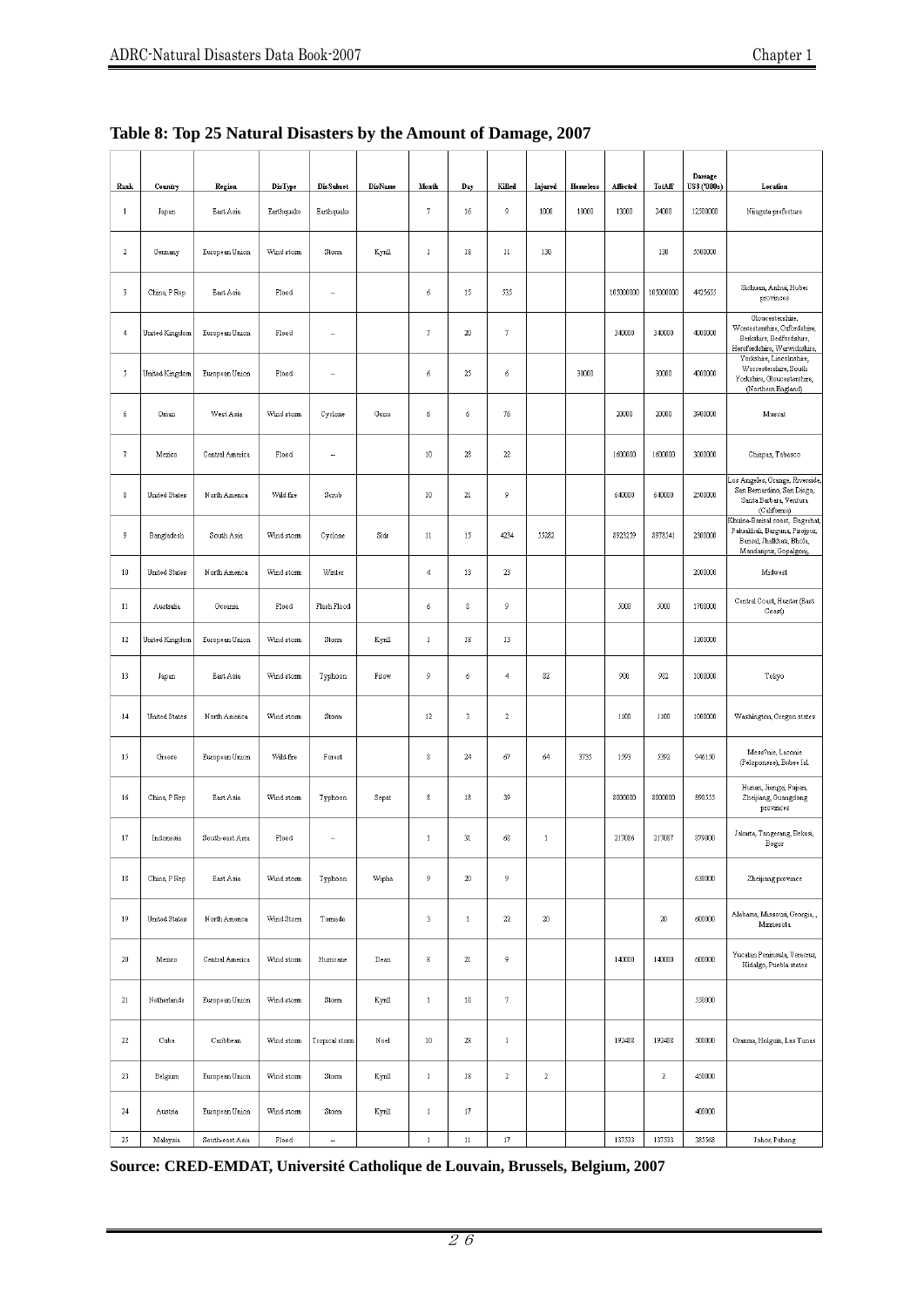## Table 8: Top 25 Natural Disasters by the Amount of Damage, 2007

| Rank | Country | Region | DisType | DisSubset | DisName | Month | Day | Killed | Injured | Homeless | Affected | TotAff | Damage US$ ('000s) | Location |
|---|---|---|---|---|---|---|---|---|---|---|---|---|---|---|
| 1 | Japan | East Asia | Earthquake | Earthquake | | 7 | 16 | 9 | 1000 | 10000 | 13000 | 24000 | 12500000 | Niigata prefecture |
| 2 | Germany | European Union | Wind storm | Storm | Kyrill | 1 | 18 | 11 | 130 | | | 130 | 5500000 | |
| 3 | China, P Rep | East Asia | Flood | -- | | 6 | 15 | 535 | | | 105000000 | 105000000 | 4425655 | Sichuan, Anhui, Hubei provinces |
| 4 | United Kingdom | European Union | Flood | -- | | 7 | 20 | 7 | | | 340000 | 340000 | 4000000 | Gloucestershire, Worcestershire, Oxfordshire, Berkshire, Bedfordshire, Herefordshire, Warwickshire, |
| 5 | United Kingdom | European Union | Flood | -- | | 6 | 25 | 6 | | 30000 | | 30000 | 4000000 | Yorkshire, Lincolnshire, Worcestershire, South Yorkshire, Gloucestershire, (Northern England) |
| 6 | Oman | West Asia | Wind storm | Cyclone | Gonu | 6 | 6 | 76 | | | 20000 | 20000 | 3900000 | Muscat |
| 7 | Mexico | Central America | Flood | -- | | 10 | 28 | 22 | | | 1600000 | 1600000 | 3000000 | Chiapas, Tabasco |
| 8 | United States | North America | Wild fire | Scrub | | 10 | 21 | 9 | | | 640000 | 640000 | 2500000 | Los Angeles, Orange, Riverside, San Bernardino, San Diego, Santa Barbara, Ventura (California) |
| 9 | Bangladesh | South Asia | Wind storm | Cyclone | Sidr | 11 | 15 | 4234 | 55282 | | 8923259 | 8978541 | 2300000 | Khulna-Barisal coast, Bagerhat, Patuakhali, Barguna, Pirojpur, Barisal, Jhalkhati, Bhola, Mandaripur, Gopalganj, |
| 10 | United States | North America | Wind storm | Winter | | 4 | 13 | 23 | | | | | 2000000 | Midwest |
| 11 | Australia | Oceania | Flood | Flash Flood | | 6 | 8 | 9 | | | 5000 | 5000 | 1700000 | Central Coast, Hunter (East Coast) |
| 12 | United Kingdom | European Union | Wind storm | Storm | Kyrill | 1 | 18 | 13 | | | | | 1200000 | |
| 13 | Japan | East Asia | Wind storm | Typhoon | Fitow | 9 | 6 | 4 | 82 | | 900 | 982 | 1000000 | Tokyo |
| 14 | United States | North America | Wind storm | Storm | | 12 | 3 | 2 | | | 1100 | 1100 | 1000000 | Washington, Oregon states |
| 15 | Greece | European Union | Wild fire | Forest | | 8 | 24 | 67 | 64 | 3735 | 1593 | 5392 | 946150 | Messénie, Laconie (Peloponese), Evbee Isl. |
| 16 | China, P Rep | East Asia | Wind storm | Typhoon | Sepat | 8 | 18 | 39 | | | 8000000 | 8000000 | 890555 | Hunan, Jiangxi, Fujian, Zhejiang, Guangdong provinces |
| 17 | Indonesia | South-east Asia | Flood | -- | | 1 | 31 | 68 | 1 | | 217086 | 217087 | 879000 | Jakarta, Tangerang, Bekasi, Bogor |
| 18 | China, P Rep | East Asia | Wind storm | Typhoon | Wipha | 9 | 20 | 9 | | | | | 638000 | Zhejiang province |
| 19 | United States | North America | Wind Storm | Tornado | | 3 | 1 | 22 | 20 | | | 20 | 600000 | Alabama, Missouri, Georgia, , Minnesota |
| 20 | Mexico | Central America | Wind storm | Hurricane | Dean | 8 | 21 | 9 | | | 140000 | 140000 | 600000 | Yucatan Peninsula, Veracruz, Hidalgo, Puebla states |
| 21 | Netherlands | European Union | Wind storm | Storm | Kyrill | 1 | 18 | 7 | | | | | 550000 | |
| 22 | Cuba | Caribbean | Wind storm | Tropical storm | Noel | 10 | 28 | 1 | | | 192488 | 192488 | 500000 | Granma, Holguin, Las Tunas |
| 23 | Belgium | European Union | Wind storm | Storm | Kyrill | 1 | 18 | 2 | 2 | | | 2 | 450000 | |
| 24 | Austria | European Union | Wind storm | Storm | Kyrill | 1 | 17 | | | | | | 400000 | |
| 25 | Malaysia | South-east Asia | Flood | -- | | 1 | 11 | 17 | | | 137533 | 137533 | 385568 | Johor, Pahang |

**Source: CRED-EMDAT, Université Catholique de Louvain, Brussels, Belgium, 2007**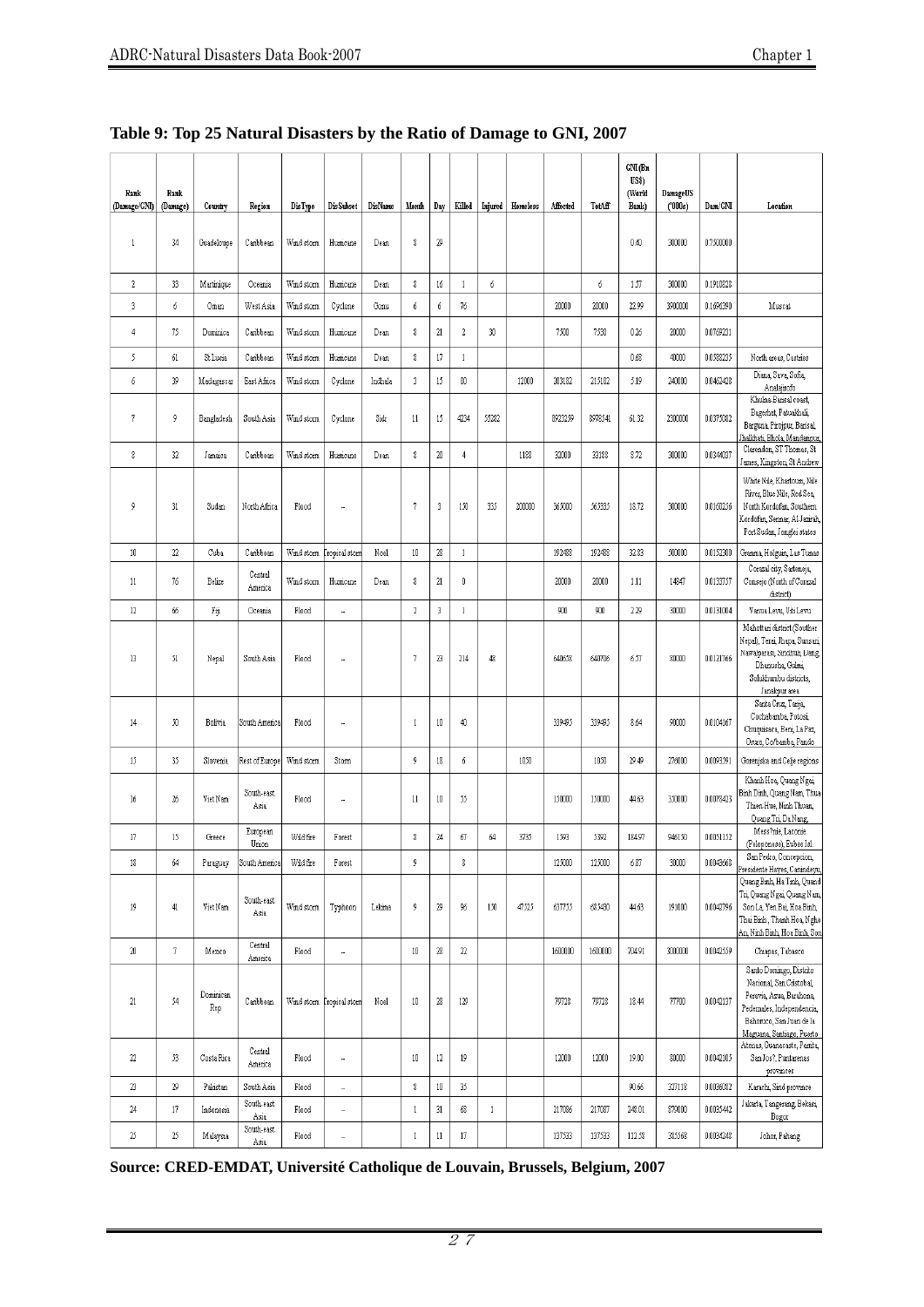## Table 9: Top 25 Natural Disasters by the Ratio of Damage to GNI, 2007

| Rank (Damage/GNI) | Rank (Damage) | Country | Region | DisType | DisSubset | DisName | Month | Day | Killed | Injured | Homeless | Affected | TotAff | GNI (Bn US$) (World Bank) | DamageUS ('000s) | Dam/GNI | Location |
|---|---|---|---|---|---|---|---|---|---|---|---|---|---|---|---|---|---|
| 1 | 34 | Guadeloupe | Caribbean | Wind storm | Hurricane | Dean | 8 | 29 | | | | | | 0.40 | 300000 | 0.7500000 | |
| 2 | 33 | Martinique | Oceania | Wind storm | Hurricane | Dean | 8 | 16 | 1 | 6 | | | 6 | 1.57 | 300000 | 0.1910828 | |
| 3 | 6 | Oman | West Asia | Wind storm | Cyclone | Gonu | 6 | 6 | 76 | | | 20000 | 20000 | 22.99 | 3900000 | 0.1696390 | Muscat |
| 4 | 75 | Dominica | Caribbean | Wind storm | Hurricane | Dean | 8 | 21 | 2 | 30 | | 7500 | 7530 | 0.26 | 20000 | 0.0769231 | |
| 5 | 61 | St Lucia | Caribbean | Wind storm | Hurricane | Dean | 8 | 17 | 1 | | | | | 0.68 | 40000 | 0.0588235 | North areas, Castries |
| 6 | 39 | Madagascar | East Africa | Wind storm | Cyclone | Indlala | 3 | 15 | 80 | | 12000 | 203102 | 215102 | 5.19 | 240000 | 0.0462428 | Diana, Sava, Sofia, Analajirofo |
| 7 | 9 | Bangladesh | South Asia | Wind storm | Cyclone | Sidr | 11 | 15 | 4234 | 55282 | | 8923259 | 8978541 | 61.32 | 2300000 | 0.0375082 | Khulna-Barisal coast, Bagerhat, Patuakhali, Barguna, Pirojpur, Barisal, Jhalkhati, Bhola, Mandaripur, |
| 8 | 32 | Jamaica | Caribbean | Wind storm | Hurricane | Dean | 8 | 20 | 4 | | 1188 | 32000 | 33188 | 8.72 | 300000 | 0.0344037 | Clarendon, ST Thomas, St James, Kingston, St Andrew |
| 9 | 31 | Sudan | North Africa | Flood | -- | | 7 | 3 | 150 | 335 | 200000 | 365000 | 565335 | 18.72 | 300000 | 0.0160256 | White Nile, Khartoum, Nile River, Blue Nile, Red Sea, North Kordofan, Southern Kordofan, Sennar, Al Jazirah, Port Sudan, Jonglei states |
| 10 | 22 | Cuba | Caribbean | Wind storm | Tropical storm | Noel | 10 | 28 | 1 | | | 192488 | 192488 | 32.83 | 500000 | 0.0152300 | Granma, Holguin, Las Tunas |
| 11 | 76 | Belize | Central America | Wind storm | Hurricane | Dean | 8 | 21 | 0 | | | 20000 | 20000 | 1.11 | 14847 | 0.0133757 | Corozal city, Sartenoja, Consejo (North of Corozal district) |
| 12 | 66 | Fiji | Oceania | Flood | -- | | 2 | 3 | 1 | | | 900 | 900 | 2.29 | 30000 | 0.0131004 | Vanua Levu, Viti Levu |
| 13 | 51 | Nepal | South Asia | Flood | -- | | 7 | 23 | 214 | 48 | | 640658 | 640706 | 6.57 | 80000 | 0.0121766 | Mahottari district (Souther Nepal), Terai, Jhapa, Sunsari, Nawalparasi, Sindhuli, Dang, Dhanusha, Gulmi, Solukhumbu districts, Janakpur area |
| 14 | 50 | Bolivia | South America | Flood | -- | | 1 | 10 | 40 | | | 339495 | 339495 | 8.64 | 90000 | 0.0104167 | Santa Cruz, Tarija, Cochabamba, Potosi, Chuquisaca, Beni, La Paz, Oruro, Cochabamba, Pando |
| 15 | 35 | Slovenia | Rest of Europe | Wind storm | Storm | | 9 | 18 | 6 | | 1050 | | 1050 | 29.49 | 276000 | 0.0093591 | Gorenjska and Celje regions |
| 16 | 26 | Viet Nam | South-east Asia | Flood | -- | | 11 | 10 | 55 | | | 150000 | 150000 | 44.63 | 350000 | 0.0078423 | Khanh Hoa, Quang Ngai, Binh Dinh, Quang Nam, Thua Thien Hue, Ninh Thuan, Quang Tri, Da Nang, |
| 17 | 15 | Greece | European Union | Wild fire | Forest | | 8 | 24 | 67 | 64 | 3735 | 1593 | 5392 | 184.97 | 9481.50 | 0.0051132 | Messinia, Laconie (Peloponnese), Eubea Isl. |
| 18 | 64 | Paraguay | South America | Wild fire | Forest | | 9 | | 8 | | | 125000 | 125000 | 6.87 | 30000 | 0.0043668 | San Pedro, Concepcion, Presidente Hayes, Canindeyu, |
| 19 | 41 | Viet Nam | South-east Asia | Wind storm | Typhoon | Lekima | 9 | 29 | 96 | 130 | 47525 | 637735 | 685390 | 44.63 | 191000 | 0.0042796 | Quang Binh, Ha Tinh, Quang Tri, Quang Ngai, Quang Nam, Son La, Yen Bai, Hoa Binh, Thai Binh, Thanh Hoa, Nghe An, Ninh Binh, Hoa Binh, Son |
| 20 | 7 | Mexico | Central America | Flood | -- | | 10 | 28 | 22 | | | 1600000 | 1600000 | 704.91 | 3000000 | 0.0042559 | Chiapas, Tabasco |
| 21 | 54 | Dominican Rep | Caribbean | Wind storm | Tropical storm | Noel | 10 | 28 | 129 | | | 79728 | 79728 | 18.44 | 77700 | 0.0042137 | Santo Domingo, Distrito Nacional, San Cristobal, Peravia, Azua, Barahona, Pedernales, Independencia, Bahoruco, San Juan de la Maguana, Santiago, Puerto |
| 22 | 53 | Costa Rica | Central America | Flood | -- | | 10 | 12 | 19 | | | 12000 | 12000 | 19.00 | 80000 | 0.0042105 | Atenas, Guanacaste, Parrita, San Jos?, Puntarenas provinces |
| 23 | 29 | Pakistan | South Asia | Flood | -- | | 8 | 10 | 35 | | | | | 90.66 | 327118 | 0.0036082 | Karachi, Sind province |
| 24 | 17 | Indonesia | South-east Asia | Flood | -- | | 1 | 31 | 68 | 1 | | 217086 | 217087 | 248.01 | 879000 | 0.0035442 | Jakarta, Tangerang, Bekasi, Bogor |
| 25 | 25 | Malaysia | South-east Asia | Flood | -- | | 1 | 11 | 17 | | | 137533 | 137533 | 112.58 | 385568 | 0.0034248 | Johor, Pahang |

**Source: CRED-EMDAT, Université Catholique de Louvain, Brussels, Belgium, 2007**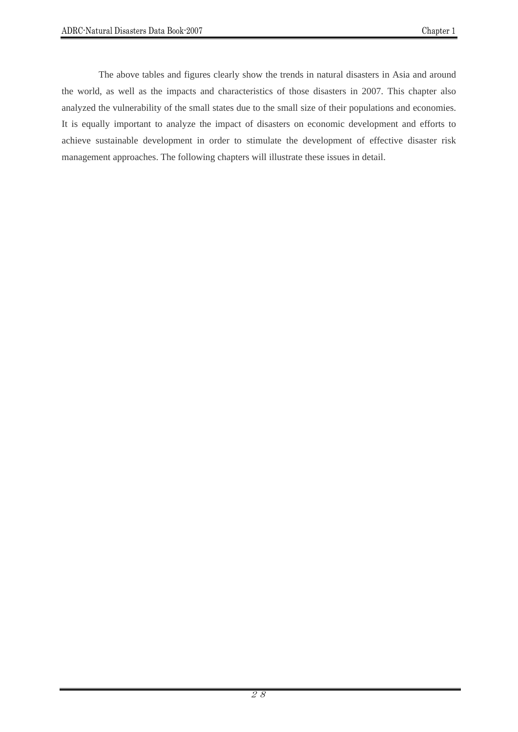The above tables and figures clearly show the trends in natural disasters in Asia and around the world, as well as the impacts and characteristics of those disasters in 2007. This chapter also analyzed the vulnerability of the small states due to the small size of their populations and economies. It is equally important to analyze the impact of disasters on economic development and efforts to achieve sustainable development in order to stimulate the development of effective disaster risk management approaches. The following chapters will illustrate these issues in detail.